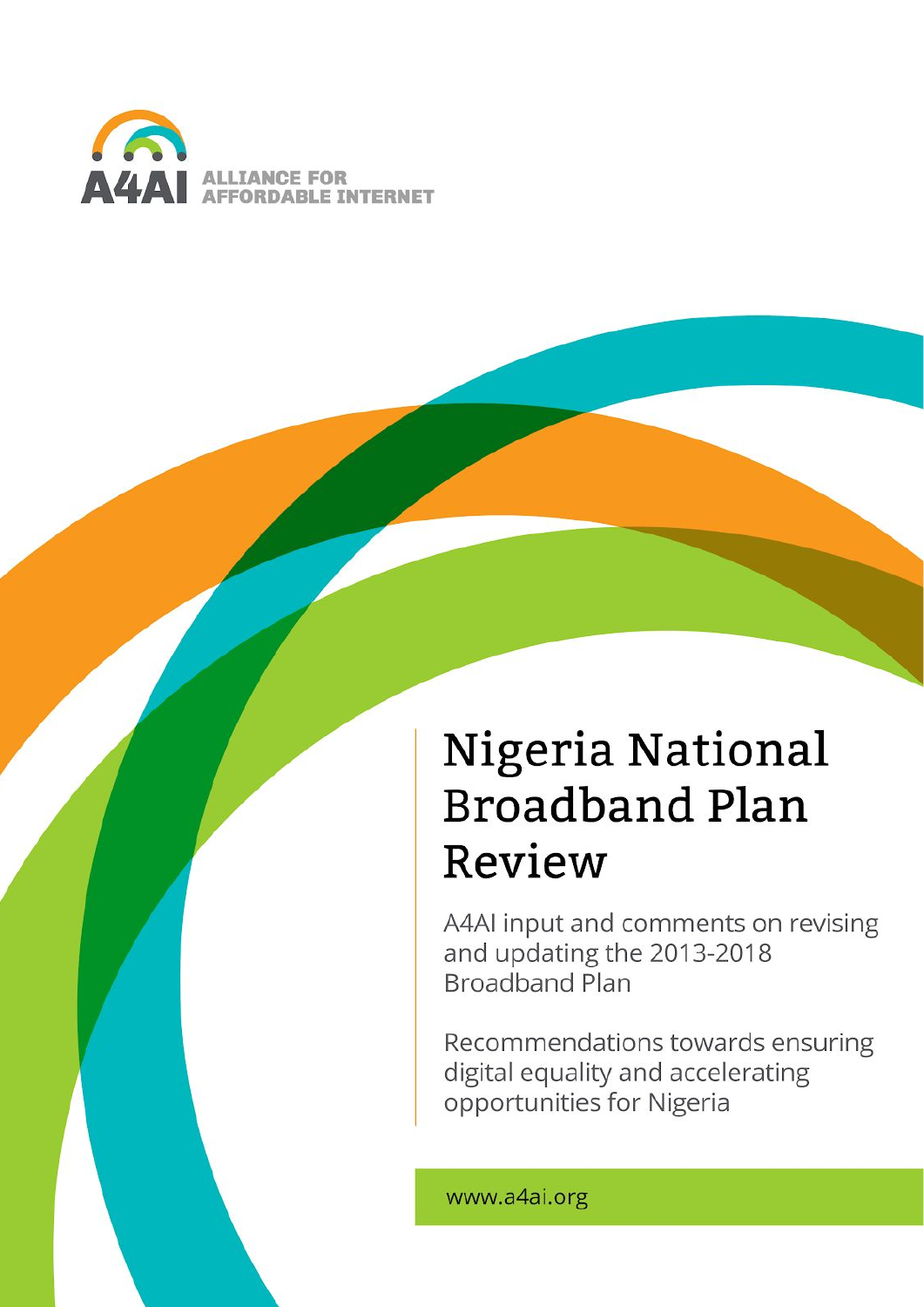A4AI ALLIANCE FOR AFFORDABLE INTERNET

# Nigeria National Broadband Plan Review

A4AI input and comments on revising and updating the 2013-2018 Broadband Plan

Recommendations towards ensuring digital equality and accelerating opportunities for Nigeria

www.a4ai.org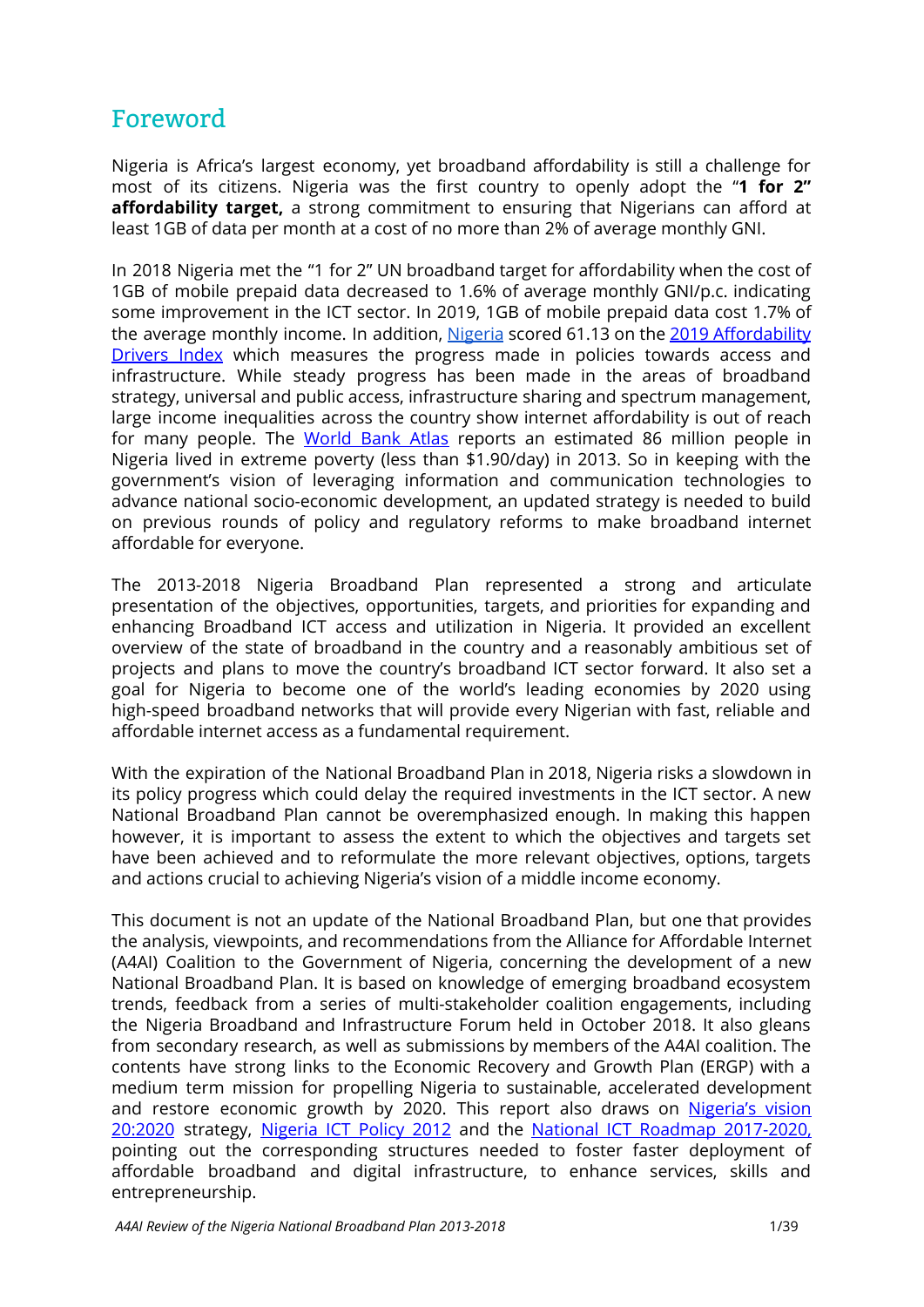# Foreword

Nigeria is Africa's largest economy, yet broadband affordability is still a challenge for most of its citizens. Nigeria was the first country to openly adopt the "**1 for 2" affordability target,** a strong commitment to ensuring that Nigerians can afford at least 1GB of data per month at a cost of no more than 2% of average monthly GNI.

In 2018 Nigeria met the "1 for 2" UN broadband target for affordability when the cost of 1GB of mobile prepaid data decreased to 1.6% of average monthly GNI/p.c. indicating some improvement in the ICT sector. In 2019, 1GB of mobile prepaid data cost 1.7% of the average monthly income. In addition, Nigeria scored 61.13 on the 2019 Affordability Drivers Index which measures the progress made in policies towards access and infrastructure. While steady progress has been made in the areas of broadband strategy, universal and public access, infrastructure sharing and spectrum management, large income inequalities across the country show internet affordability is out of reach for many people. The World Bank Atlas reports an estimated 86 million people in Nigeria lived in extreme poverty (less than $1.90/day) in 2013. So in keeping with the government's vision of leveraging information and communication technologies to advance national socio-economic development, an updated strategy is needed to build on previous rounds of policy and regulatory reforms to make broadband internet affordable for everyone.

The 2013-2018 Nigeria Broadband Plan represented a strong and articulate presentation of the objectives, opportunities, targets, and priorities for expanding and enhancing Broadband ICT access and utilization in Nigeria. It provided an excellent overview of the state of broadband in the country and a reasonably ambitious set of projects and plans to move the country's broadband ICT sector forward. It also set a goal for Nigeria to become one of the world's leading economies by 2020 using high-speed broadband networks that will provide every Nigerian with fast, reliable and affordable internet access as a fundamental requirement.

With the expiration of the National Broadband Plan in 2018, Nigeria risks a slowdown in its policy progress which could delay the required investments in the ICT sector. A new National Broadband Plan cannot be overemphasized enough. In making this happen however, it is important to assess the extent to which the objectives and targets set have been achieved and to reformulate the more relevant objectives, options, targets and actions crucial to achieving Nigeria's vision of a middle income economy.

This document is not an update of the National Broadband Plan, but one that provides the analysis, viewpoints, and recommendations from the Alliance for Affordable Internet (A4AI) Coalition to the Government of Nigeria, concerning the development of a new National Broadband Plan. It is based on knowledge of emerging broadband ecosystem trends, feedback from a series of multi-stakeholder coalition engagements, including the Nigeria Broadband and Infrastructure Forum held in October 2018. It also gleans from secondary research, as well as submissions by members of the A4AI coalition. The contents have strong links to the Economic Recovery and Growth Plan (ERGP) with a medium term mission for propelling Nigeria to sustainable, accelerated development and restore economic growth by 2020. This report also draws on Nigeria's vision 20:2020 strategy, Nigeria ICT Policy 2012 and the National ICT Roadmap 2017-2020, pointing out the corresponding structures needed to foster faster deployment of affordable broadband and digital infrastructure, to enhance services, skills and entrepreneurship.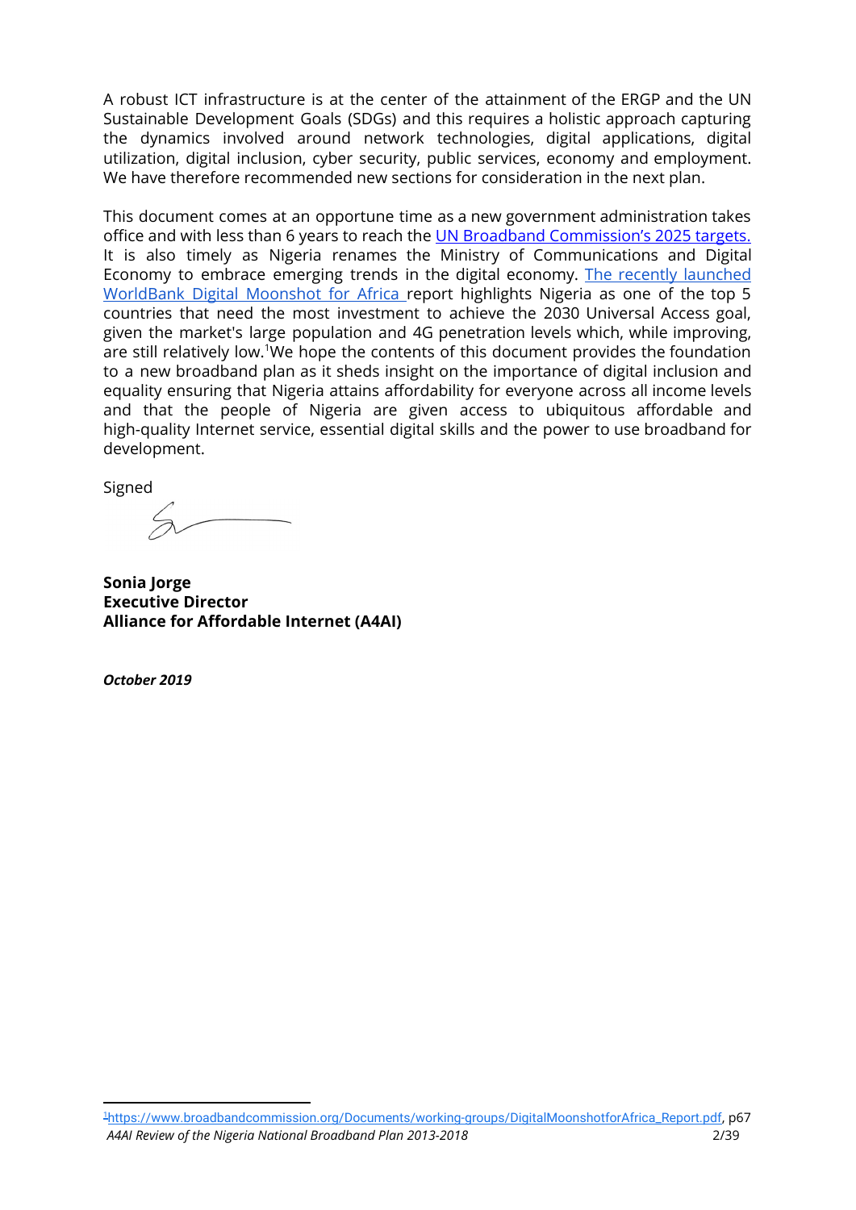A robust ICT infrastructure is at the center of the attainment of the ERGP and the UN Sustainable Development Goals (SDGs) and this requires a holistic approach capturing the dynamics involved around network technologies, digital applications, digital utilization, digital inclusion, cyber security, public services, economy and employment. We have therefore recommended new sections for consideration in the next plan.

This document comes at an opportune time as a new government administration takes office and with less than 6 years to reach the UN Broadband Commission's 2025 targets. It is also timely as Nigeria renames the Ministry of Communications and Digital Economy to embrace emerging trends in the digital economy. The recently launched WorldBank Digital Moonshot for Africa report highlights Nigeria as one of the top 5 countries that need the most investment to achieve the 2030 Universal Access goal, given the market's large population and 4G penetration levels which, while improving, are still relatively low.[1]We hope the contents of this document provides the foundation to a new broadband plan as it sheds insight on the importance of digital inclusion and equality ensuring that Nigeria attains affordability for everyone across all income levels and that the people of Nigeria are given access to ubiquitous affordable and high-quality Internet service, essential digital skills and the power to use broadband for development.

Signed

**Sonia Jorge**
**Executive Director**
**Alliance for Affordable Internet (A4AI)**

***October 2019***

[1] https://www.broadbandcommission.org/Documents/working-groups/DigitalMoonshotforAfrica_Report.pdf, p67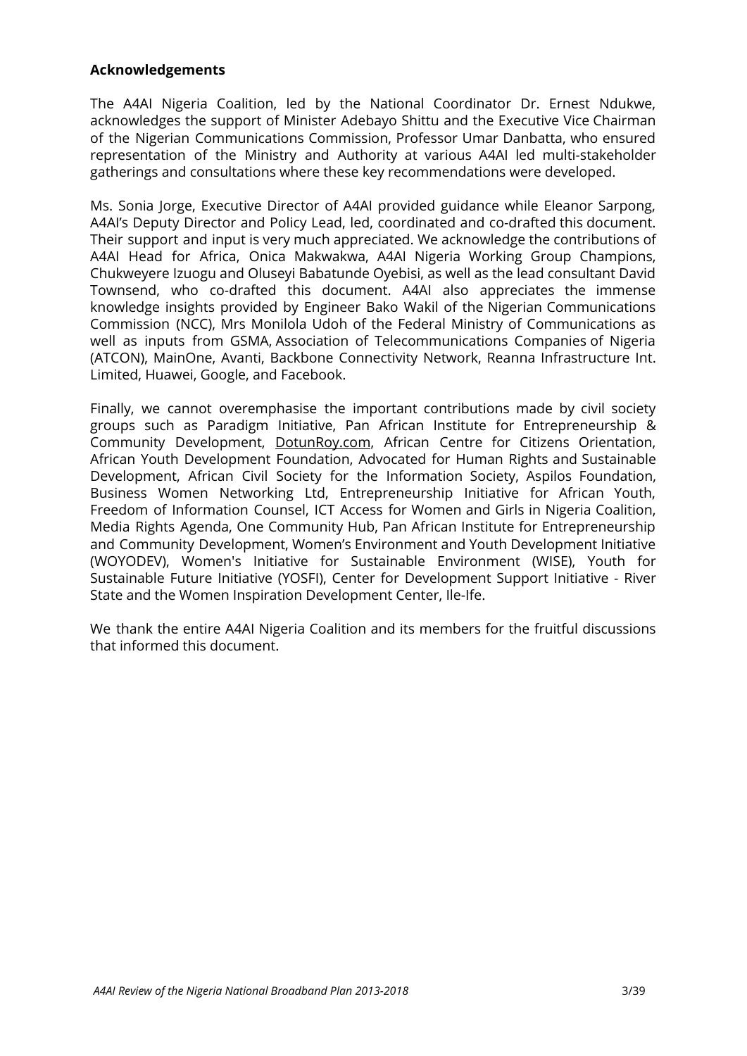**Acknowledgements**

The A4AI Nigeria Coalition, led by the National Coordinator Dr. Ernest Ndukwe, acknowledges the support of Minister Adebayo Shittu and the Executive Vice Chairman of the Nigerian Communications Commission, Professor Umar Danbatta, who ensured representation of the Ministry and Authority at various A4AI led multi-stakeholder gatherings and consultations where these key recommendations were developed.

Ms. Sonia Jorge, Executive Director of A4AI provided guidance while Eleanor Sarpong, A4AI's Deputy Director and Policy Lead, led, coordinated and co-drafted this document. Their support and input is very much appreciated. We acknowledge the contributions of A4AI Head for Africa, Onica Makwakwa, A4AI Nigeria Working Group Champions, Chukweyere Izuogu and Oluseyi Babatunde Oyebisi, as well as the lead consultant David Townsend, who co-drafted this document. A4AI also appreciates the immense knowledge insights provided by Engineer Bako Wakil of the Nigerian Communications Commission (NCC), Mrs Monilola Udoh of the Federal Ministry of Communications as well as inputs from GSMA, Association of Telecommunications Companies of Nigeria (ATCON), MainOne, Avanti, Backbone Connectivity Network, Reanna Infrastructure Int. Limited, Huawei, Google, and Facebook.

Finally, we cannot overemphasise the important contributions made by civil society groups such as Paradigm Initiative, Pan African Institute for Entrepreneurship & Community Development, DotunRoy.com, African Centre for Citizens Orientation, African Youth Development Foundation, Advocated for Human Rights and Sustainable Development, African Civil Society for the Information Society, Aspilos Foundation, Business Women Networking Ltd, Entrepreneurship Initiative for African Youth, Freedom of Information Counsel, ICT Access for Women and Girls in Nigeria Coalition, Media Rights Agenda, One Community Hub, Pan African Institute for Entrepreneurship and Community Development, Women's Environment and Youth Development Initiative (WOYODEV), Women's Initiative for Sustainable Environment (WISE), Youth for Sustainable Future Initiative (YOSFI), Center for Development Support Initiative - River State and the Women Inspiration Development Center, Ile-Ife.

We thank the entire A4AI Nigeria Coalition and its members for the fruitful discussions that informed this document.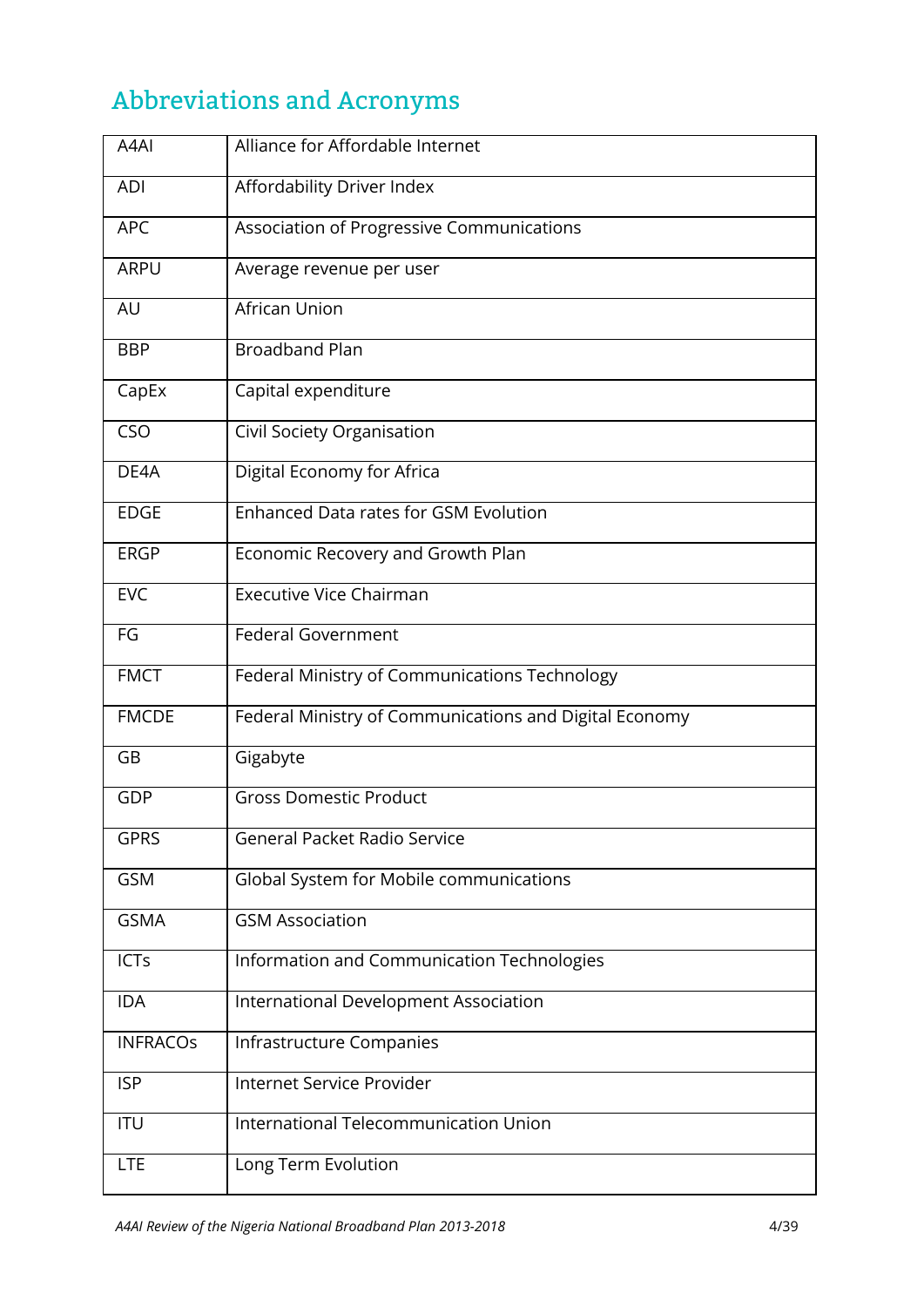## Abbreviations and Acronyms

| | |
|---|---|
| A4AI | Alliance for Affordable Internet |
| ADI | Affordability Driver Index |
| APC | Association of Progressive Communications |
| ARPU | Average revenue per user |
| AU | African Union |
| BBP | Broadband Plan |
| CapEx | Capital expenditure |
| CSO | Civil Society Organisation |
| DE4A | Digital Economy for Africa |
| EDGE | Enhanced Data rates for GSM Evolution |
| ERGP | Economic Recovery and Growth Plan |
| EVC | Executive Vice Chairman |
| FG | Federal Government |
| FMCT | Federal Ministry of Communications Technology |
| FMCDE | Federal Ministry of Communications and Digital Economy |
| GB | Gigabyte |
| GDP | Gross Domestic Product |
| GPRS | General Packet Radio Service |
| GSM | Global System for Mobile communications |
| GSMA | GSM Association |
| ICTs | Information and Communication Technologies |
| IDA | International Development Association |
| INFRACOs | Infrastructure Companies |
| ISP | Internet Service Provider |
| ITU | International Telecommunication Union |
| LTE | Long Term Evolution |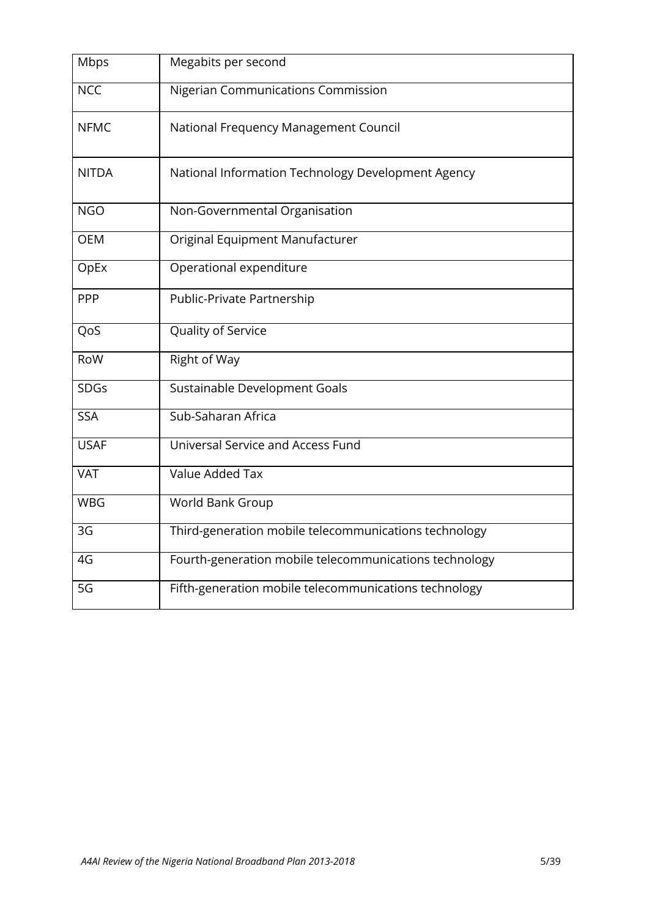| Mbps | Megabits per second |
|---|---|
| NCC | Nigerian Communications Commission |
| NFMC | National Frequency Management Council |
| NITDA | National Information Technology Development Agency |
| NGO | Non-Governmental Organisation |
| OEM | Original Equipment Manufacturer |
| OpEx | Operational expenditure |
| PPP | Public-Private Partnership |
| QoS | Quality of Service |
| RoW | Right of Way |
| SDGs | Sustainable Development Goals |
| SSA | Sub-Saharan Africa |
| USAF | Universal Service and Access Fund |
| VAT | Value Added Tax |
| WBG | World Bank Group |
| 3G | Third-generation mobile telecommunications technology |
| 4G | Fourth-generation mobile telecommunications technology |
| 5G | Fifth-generation mobile telecommunications technology |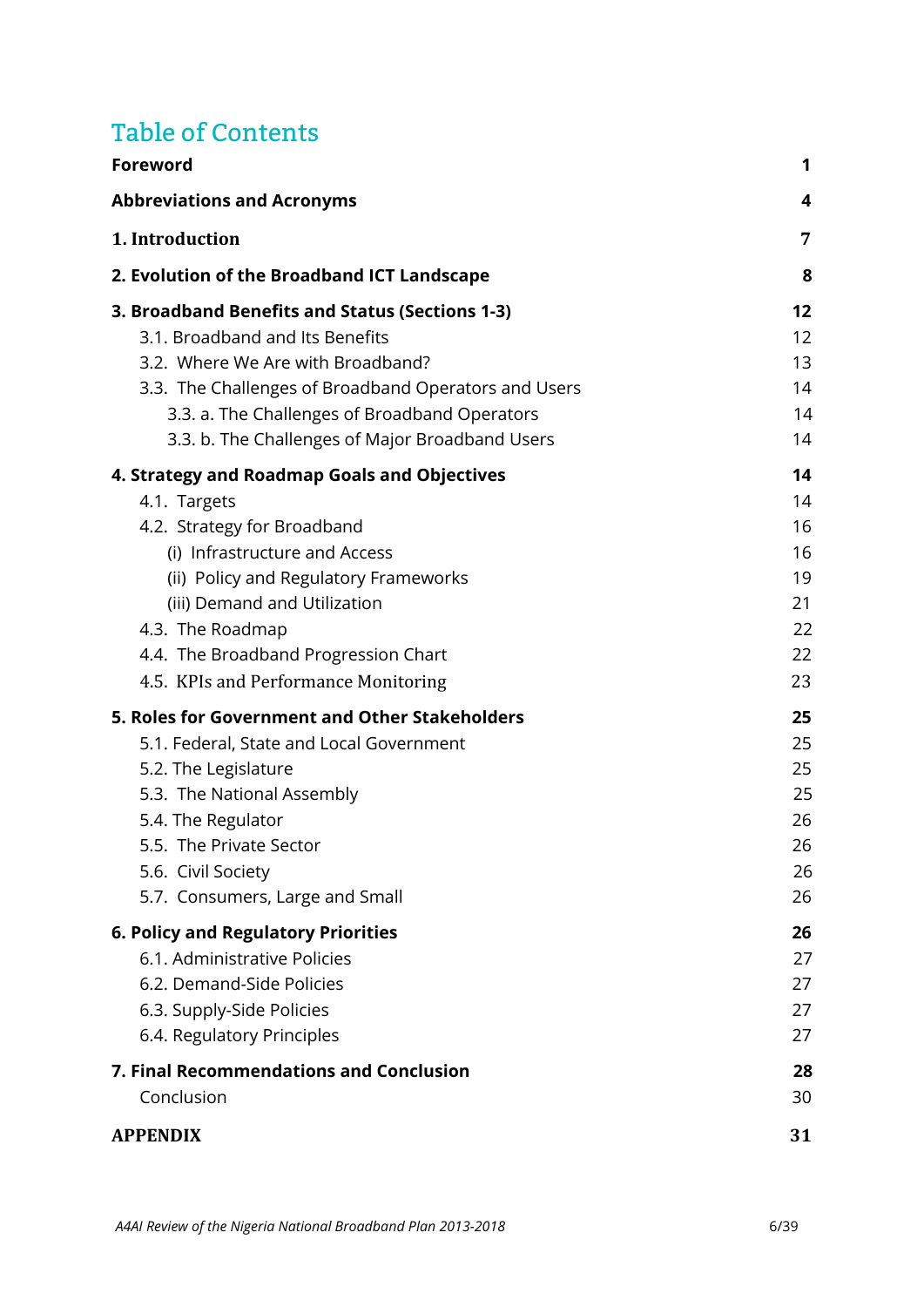# Table of Contents

| | |
|---|---|
| **Foreword** | **1** |
| **Abbreviations and Acronyms** | **4** |
| **1. Introduction** | **7** |
| **2. Evolution of the Broadband ICT Landscape** | **8** |
| **3. Broadband Benefits and Status (Sections 1-3)** | **12** |
| 3.1. Broadband and Its Benefits | 12 |
| 3.2. Where We Are with Broadband? | 13 |
| 3.3. The Challenges of Broadband Operators and Users | 14 |
| 3.3. a. The Challenges of Broadband Operators | 14 |
| 3.3. b. The Challenges of Major Broadband Users | 14 |
| **4. Strategy and Roadmap Goals and Objectives** | **14** |
| 4.1. Targets | 14 |
| 4.2. Strategy for Broadband | 16 |
| (i) Infrastructure and Access | 16 |
| (ii) Policy and Regulatory Frameworks | 19 |
| (iii) Demand and Utilization | 21 |
| 4.3. The Roadmap | 22 |
| 4.4. The Broadband Progression Chart | 22 |
| 4.5. KPIs and Performance Monitoring | 23 |
| **5. Roles for Government and Other Stakeholders** | **25** |
| 5.1. Federal, State and Local Government | 25 |
| 5.2. The Legislature | 25 |
| 5.3. The National Assembly | 25 |
| 5.4. The Regulator | 26 |
| 5.5. The Private Sector | 26 |
| 5.6. Civil Society | 26 |
| 5.7. Consumers, Large and Small | 26 |
| **6. Policy and Regulatory Priorities** | **26** |
| 6.1. Administrative Policies | 27 |
| 6.2. Demand-Side Policies | 27 |
| 6.3. Supply-Side Policies | 27 |
| 6.4. Regulatory Principles | 27 |
| **7. Final Recommendations and Conclusion** | **28** |
| Conclusion | 30 |
| **APPENDIX** | **31** |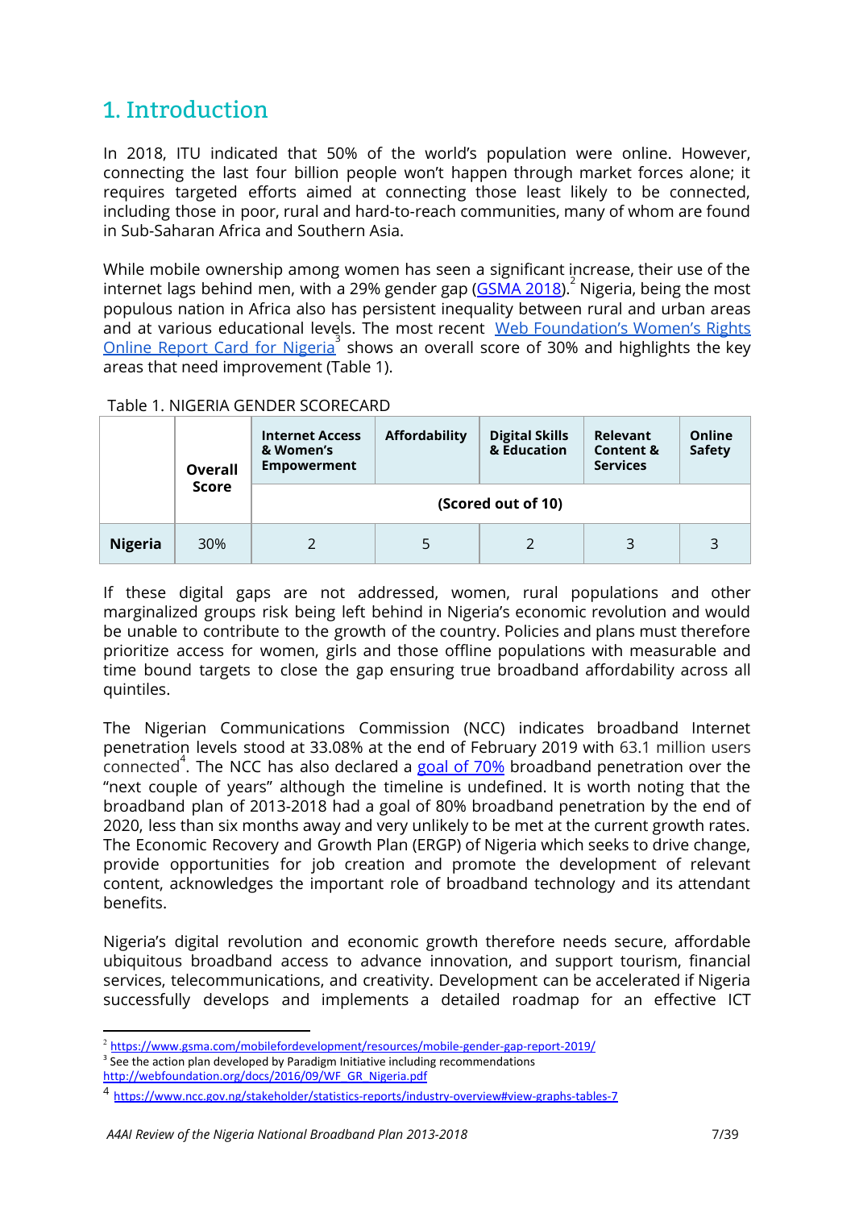# 1. Introduction

In 2018, ITU indicated that 50% of the world's population were online. However, connecting the last four billion people won't happen through market forces alone; it requires targeted efforts aimed at connecting those least likely to be connected, including those in poor, rural and hard-to-reach communities, many of whom are found in Sub-Saharan Africa and Southern Asia.

While mobile ownership among women has seen a significant increase, their use of the internet lags behind men, with a 29% gender gap (GSMA 2018).[2] Nigeria, being the most populous nation in Africa also has persistent inequality between rural and urban areas and at various educational levels. The most recent Web Foundation's Women's Rights Online Report Card for Nigeria[3] shows an overall score of 30% and highlights the key areas that need improvement (Table 1).

Table 1. NIGERIA GENDER SCORECARD

| | Overall Score | Internet Access & Women's Empowerment | Affordability | Digital Skills & Education | Relevant Content & Services | Online Safety |
|---|---|---|---|---|---|---|
| | | (Scored out of 10) | | | | |
| **Nigeria** | 30% | 2 | 5 | 2 | 3 | 3 |

If these digital gaps are not addressed, women, rural populations and other marginalized groups risk being left behind in Nigeria's economic revolution and would be unable to contribute to the growth of the country. Policies and plans must therefore prioritize access for women, girls and those offline populations with measurable and time bound targets to close the gap ensuring true broadband affordability across all quintiles.

The Nigerian Communications Commission (NCC) indicates broadband Internet penetration levels stood at 33.08% at the end of February 2019 with 63.1 million users connected[4]. The NCC has also declared a goal of 70% broadband penetration over the "next couple of years" although the timeline is undefined. It is worth noting that the broadband plan of 2013-2018 had a goal of 80% broadband penetration by the end of 2020, less than six months away and very unlikely to be met at the current growth rates. The Economic Recovery and Growth Plan (ERGP) of Nigeria which seeks to drive change, provide opportunities for job creation and promote the development of relevant content, acknowledges the important role of broadband technology and its attendant benefits.

Nigeria's digital revolution and economic growth therefore needs secure, affordable ubiquitous broadband access to advance innovation, and support tourism, financial services, telecommunications, and creativity. Development can be accelerated if Nigeria successfully develops and implements a detailed roadmap for an effective ICT

---

[2] https://www.gsma.com/mobilefordevelopment/resources/mobile-gender-gap-report-2019/

[3] See the action plan developed by Paradigm Initiative including recommendations http://webfoundation.org/docs/2016/09/WF_GR_Nigeria.pdf

[4] https://www.ncc.gov.ng/stakeholder/statistics-reports/industry-overview#view-graphs-tables-7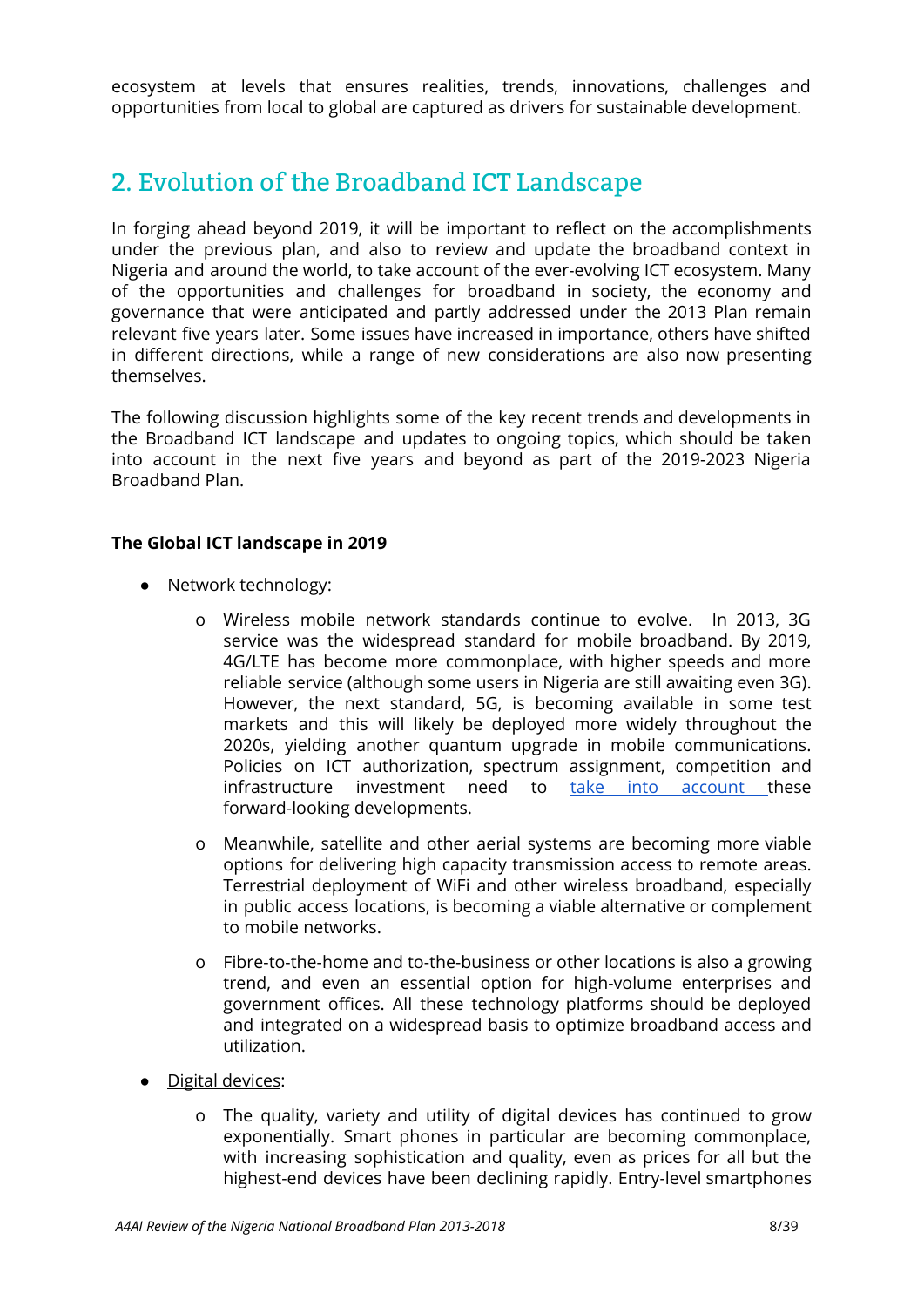ecosystem at levels that ensures realities, trends, innovations, challenges and opportunities from local to global are captured as drivers for sustainable development.

## 2. Evolution of the Broadband ICT Landscape

In forging ahead beyond 2019, it will be important to reflect on the accomplishments under the previous plan, and also to review and update the broadband context in Nigeria and around the world, to take account of the ever-evolving ICT ecosystem. Many of the opportunities and challenges for broadband in society, the economy and governance that were anticipated and partly addressed under the 2013 Plan remain relevant five years later. Some issues have increased in importance, others have shifted in different directions, while a range of new considerations are also now presenting themselves.

The following discussion highlights some of the key recent trends and developments in the Broadband ICT landscape and updates to ongoing topics, which should be taken into account in the next five years and beyond as part of the 2019-2023 Nigeria Broadband Plan.

**The Global ICT landscape in 2019**

- Network technology:
  - Wireless mobile network standards continue to evolve. In 2013, 3G service was the widespread standard for mobile broadband. By 2019, 4G/LTE has become more commonplace, with higher speeds and more reliable service (although some users in Nigeria are still awaiting even 3G). However, the next standard, 5G, is becoming available in some test markets and this will likely be deployed more widely throughout the 2020s, yielding another quantum upgrade in mobile communications. Policies on ICT authorization, spectrum assignment, competition and infrastructure investment need to take into account these forward-looking developments.
  - Meanwhile, satellite and other aerial systems are becoming more viable options for delivering high capacity transmission access to remote areas. Terrestrial deployment of WiFi and other wireless broadband, especially in public access locations, is becoming a viable alternative or complement to mobile networks.
  - Fibre-to-the-home and to-the-business or other locations is also a growing trend, and even an essential option for high-volume enterprises and government offices. All these technology platforms should be deployed and integrated on a widespread basis to optimize broadband access and utilization.
- Digital devices:
  - The quality, variety and utility of digital devices has continued to grow exponentially. Smart phones in particular are becoming commonplace, with increasing sophistication and quality, even as prices for all but the highest-end devices have been declining rapidly. Entry-level smartphones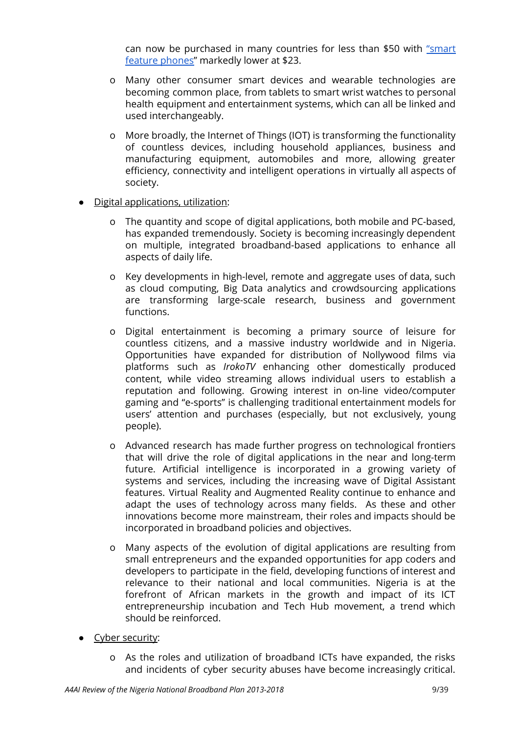can now be purchased in many countries for less than $50 with "smart feature phones" markedly lower at $23.

  - Many other consumer smart devices and wearable technologies are becoming common place, from tablets to smart wrist watches to personal health equipment and entertainment systems, which can all be linked and used interchangeably.

  - More broadly, the Internet of Things (IOT) is transforming the functionality of countless devices, including household appliances, business and manufacturing equipment, automobiles and more, allowing greater efficiency, connectivity and intelligent operations in virtually all aspects of society.

- Digital applications, utilization:

  - The quantity and scope of digital applications, both mobile and PC-based, has expanded tremendously. Society is becoming increasingly dependent on multiple, integrated broadband-based applications to enhance all aspects of daily life.

  - Key developments in high-level, remote and aggregate uses of data, such as cloud computing, Big Data analytics and crowdsourcing applications are transforming large-scale research, business and government functions.

  - Digital entertainment is becoming a primary source of leisure for countless citizens, and a massive industry worldwide and in Nigeria. Opportunities have expanded for distribution of Nollywood films via platforms such as *IrokoTV* enhancing other domestically produced content, while video streaming allows individual users to establish a reputation and following. Growing interest in on-line video/computer gaming and "e-sports" is challenging traditional entertainment models for users' attention and purchases (especially, but not exclusively, young people).

  - Advanced research has made further progress on technological frontiers that will drive the role of digital applications in the near and long-term future. Artificial intelligence is incorporated in a growing variety of systems and services, including the increasing wave of Digital Assistant features. Virtual Reality and Augmented Reality continue to enhance and adapt the uses of technology across many fields. As these and other innovations become more mainstream, their roles and impacts should be incorporated in broadband policies and objectives.

  - Many aspects of the evolution of digital applications are resulting from small entrepreneurs and the expanded opportunities for app coders and developers to participate in the field, developing functions of interest and relevance to their national and local communities. Nigeria is at the forefront of African markets in the growth and impact of its ICT entrepreneurship incubation and Tech Hub movement, a trend which should be reinforced.

- Cyber security:

  - As the roles and utilization of broadband ICTs have expanded, the risks and incidents of cyber security abuses have become increasingly critical.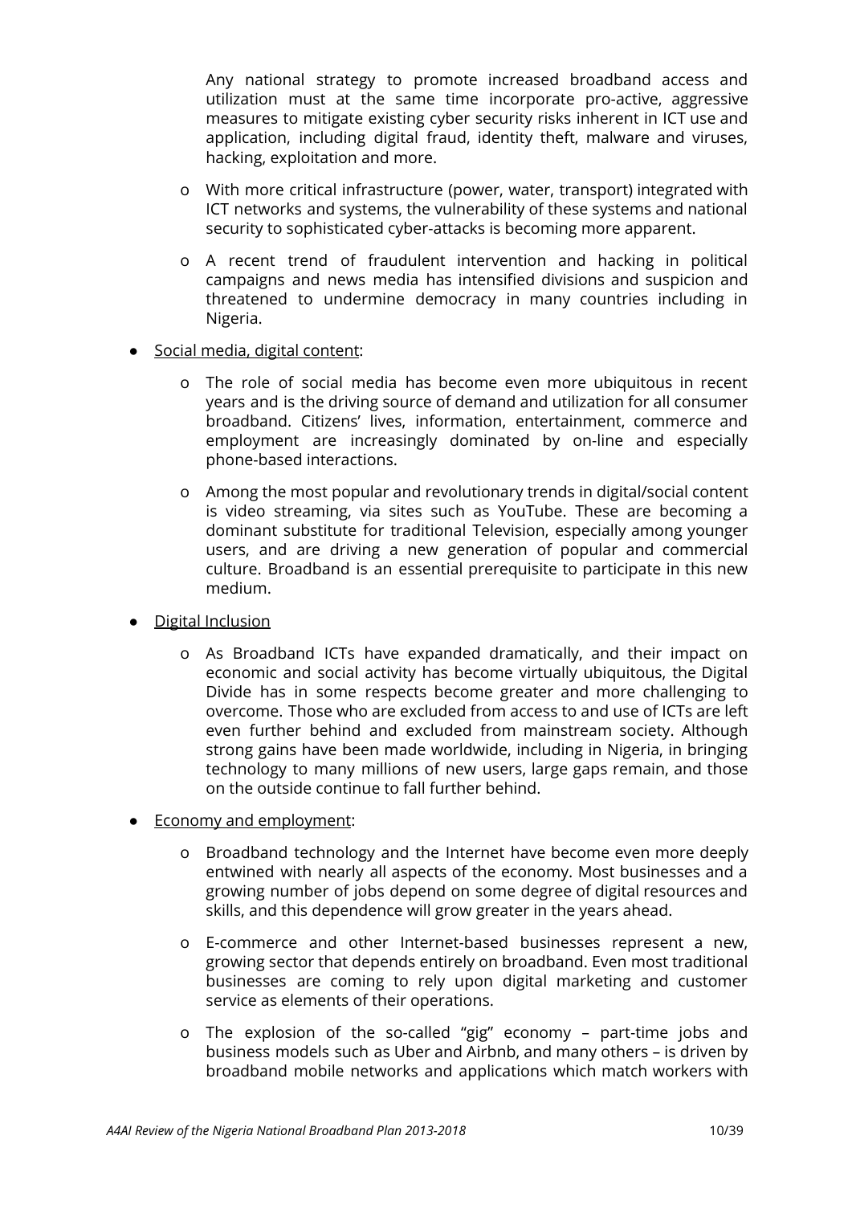Any national strategy to promote increased broadband access and utilization must at the same time incorporate pro-active, aggressive measures to mitigate existing cyber security risks inherent in ICT use and application, including digital fraud, identity theft, malware and viruses, hacking, exploitation and more.

- o With more critical infrastructure (power, water, transport) integrated with ICT networks and systems, the vulnerability of these systems and national security to sophisticated cyber-attacks is becoming more apparent.
- o A recent trend of fraudulent intervention and hacking in political campaigns and news media has intensified divisions and suspicion and threatened to undermine democracy in many countries including in Nigeria.

- Social media, digital content:
  - o The role of social media has become even more ubiquitous in recent years and is the driving source of demand and utilization for all consumer broadband. Citizens' lives, information, entertainment, commerce and employment are increasingly dominated by on-line and especially phone-based interactions.
  - o Among the most popular and revolutionary trends in digital/social content is video streaming, via sites such as YouTube. These are becoming a dominant substitute for traditional Television, especially among younger users, and are driving a new generation of popular and commercial culture. Broadband is an essential prerequisite to participate in this new medium.

- Digital Inclusion
  - o As Broadband ICTs have expanded dramatically, and their impact on economic and social activity has become virtually ubiquitous, the Digital Divide has in some respects become greater and more challenging to overcome. Those who are excluded from access to and use of ICTs are left even further behind and excluded from mainstream society. Although strong gains have been made worldwide, including in Nigeria, in bringing technology to many millions of new users, large gaps remain, and those on the outside continue to fall further behind.

- Economy and employment:
  - o Broadband technology and the Internet have become even more deeply entwined with nearly all aspects of the economy. Most businesses and a growing number of jobs depend on some degree of digital resources and skills, and this dependence will grow greater in the years ahead.
  - o E-commerce and other Internet-based businesses represent a new, growing sector that depends entirely on broadband. Even most traditional businesses are coming to rely upon digital marketing and customer service as elements of their operations.
  - o The explosion of the so-called "gig" economy – part-time jobs and business models such as Uber and Airbnb, and many others – is driven by broadband mobile networks and applications which match workers with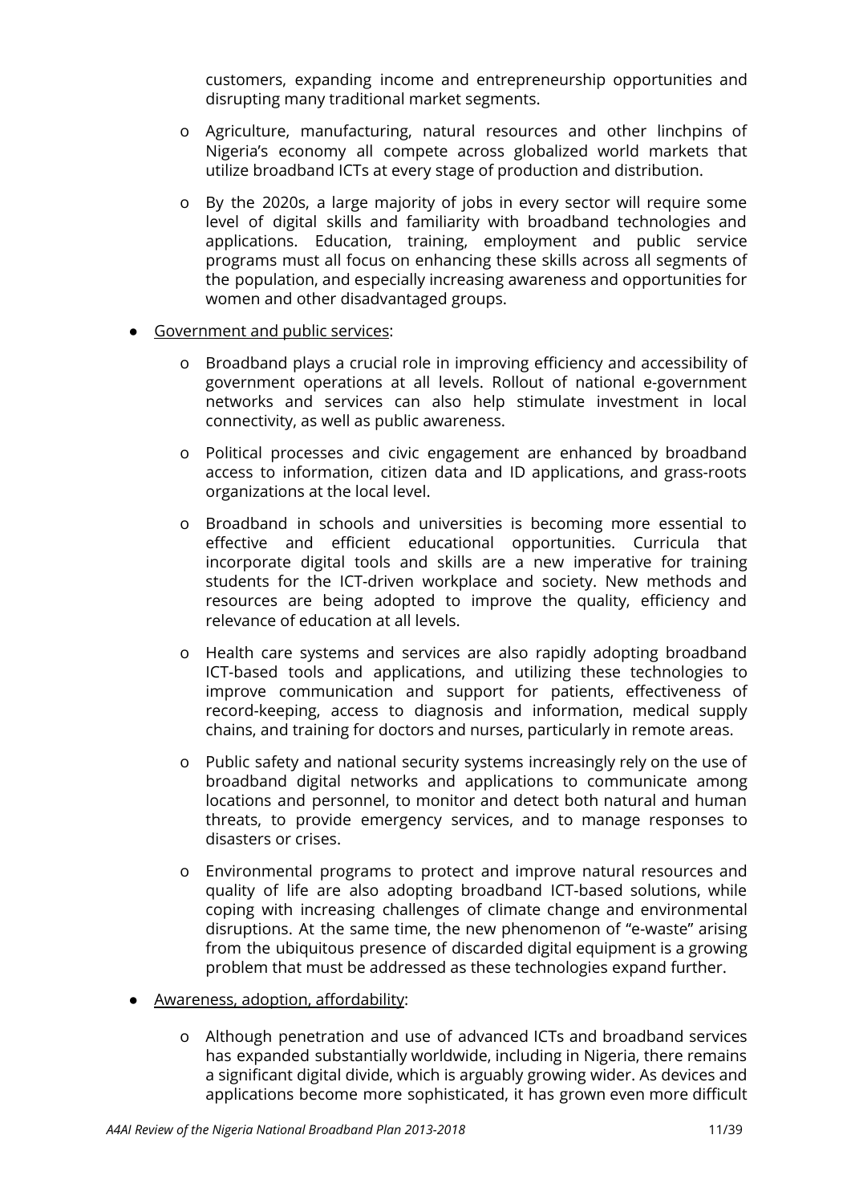customers, expanding income and entrepreneurship opportunities and disrupting many traditional market segments.

  - Agriculture, manufacturing, natural resources and other linchpins of Nigeria's economy all compete across globalized world markets that utilize broadband ICTs at every stage of production and distribution.

  - By the 2020s, a large majority of jobs in every sector will require some level of digital skills and familiarity with broadband technologies and applications. Education, training, employment and public service programs must all focus on enhancing these skills across all segments of the population, and especially increasing awareness and opportunities for women and other disadvantaged groups.

- <u>Government and public services</u>:

  - Broadband plays a crucial role in improving efficiency and accessibility of government operations at all levels. Rollout of national e-government networks and services can also help stimulate investment in local connectivity, as well as public awareness.

  - Political processes and civic engagement are enhanced by broadband access to information, citizen data and ID applications, and grass-roots organizations at the local level.

  - Broadband in schools and universities is becoming more essential to effective and efficient educational opportunities. Curricula that incorporate digital tools and skills are a new imperative for training students for the ICT-driven workplace and society. New methods and resources are being adopted to improve the quality, efficiency and relevance of education at all levels.

  - Health care systems and services are also rapidly adopting broadband ICT-based tools and applications, and utilizing these technologies to improve communication and support for patients, effectiveness of record-keeping, access to diagnosis and information, medical supply chains, and training for doctors and nurses, particularly in remote areas.

  - Public safety and national security systems increasingly rely on the use of broadband digital networks and applications to communicate among locations and personnel, to monitor and detect both natural and human threats, to provide emergency services, and to manage responses to disasters or crises.

  - Environmental programs to protect and improve natural resources and quality of life are also adopting broadband ICT-based solutions, while coping with increasing challenges of climate change and environmental disruptions. At the same time, the new phenomenon of "e-waste" arising from the ubiquitous presence of discarded digital equipment is a growing problem that must be addressed as these technologies expand further.

- <u>Awareness, adoption, affordability</u>:

  - Although penetration and use of advanced ICTs and broadband services has expanded substantially worldwide, including in Nigeria, there remains a significant digital divide, which is arguably growing wider. As devices and applications become more sophisticated, it has grown even more difficult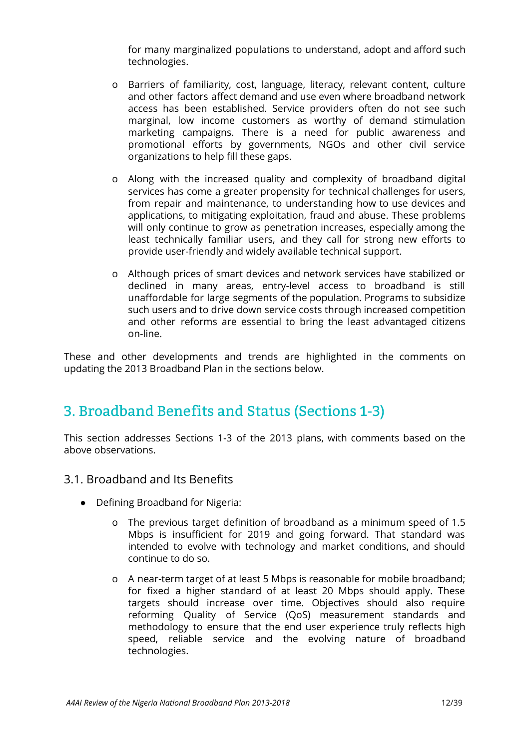for many marginalized populations to understand, adopt and afford such technologies.

- Barriers of familiarity, cost, language, literacy, relevant content, culture and other factors affect demand and use even where broadband network access has been established. Service providers often do not see such marginal, low income customers as worthy of demand stimulation marketing campaigns. There is a need for public awareness and promotional efforts by governments, NGOs and other civil service organizations to help fill these gaps.

- Along with the increased quality and complexity of broadband digital services has come a greater propensity for technical challenges for users, from repair and maintenance, to understanding how to use devices and applications, to mitigating exploitation, fraud and abuse. These problems will only continue to grow as penetration increases, especially among the least technically familiar users, and they call for strong new efforts to provide user-friendly and widely available technical support.

- Although prices of smart devices and network services have stabilized or declined in many areas, entry-level access to broadband is still unaffordable for large segments of the population. Programs to subsidize such users and to drive down service costs through increased competition and other reforms are essential to bring the least advantaged citizens on-line.

These and other developments and trends are highlighted in the comments on updating the 2013 Broadband Plan in the sections below.

## 3. Broadband Benefits and Status (Sections 1-3)

This section addresses Sections 1-3 of the 2013 plans, with comments based on the above observations.

### 3.1. Broadband and Its Benefits

- Defining Broadband for Nigeria:
  - The previous target definition of broadband as a minimum speed of 1.5 Mbps is insufficient for 2019 and going forward. That standard was intended to evolve with technology and market conditions, and should continue to do so.
  - A near-term target of at least 5 Mbps is reasonable for mobile broadband; for fixed a higher standard of at least 20 Mbps should apply. These targets should increase over time. Objectives should also require reforming Quality of Service (QoS) measurement standards and methodology to ensure that the end user experience truly reflects high speed, reliable service and the evolving nature of broadband technologies.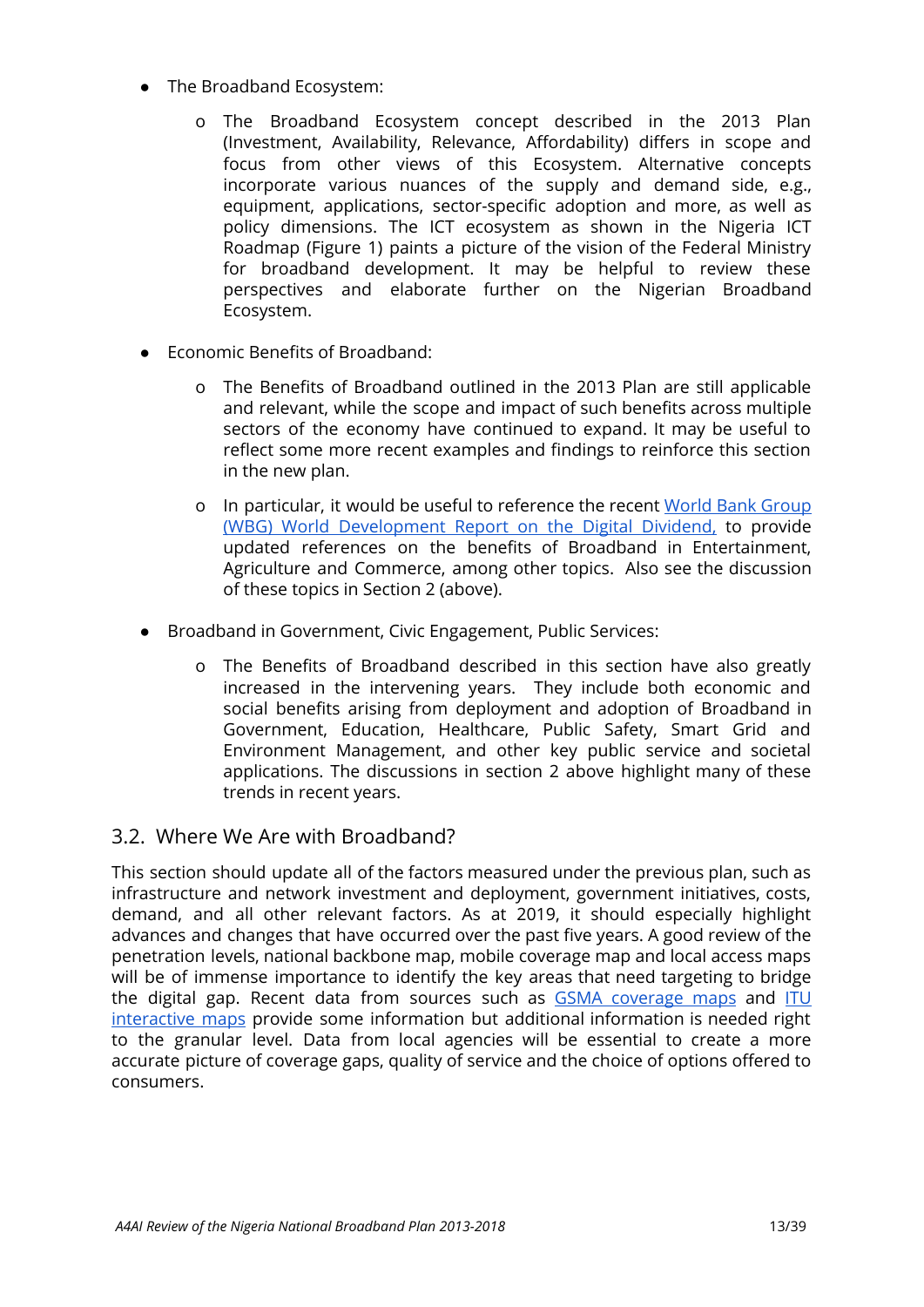- The Broadband Ecosystem:
    - The Broadband Ecosystem concept described in the 2013 Plan (Investment, Availability, Relevance, Affordability) differs in scope and focus from other views of this Ecosystem. Alternative concepts incorporate various nuances of the supply and demand side, e.g., equipment, applications, sector-specific adoption and more, as well as policy dimensions. The ICT ecosystem as shown in the Nigeria ICT Roadmap (Figure 1) paints a picture of the vision of the Federal Ministry for broadband development. It may be helpful to review these perspectives and elaborate further on the Nigerian Broadband Ecosystem.

- Economic Benefits of Broadband:
    - The Benefits of Broadband outlined in the 2013 Plan are still applicable and relevant, while the scope and impact of such benefits across multiple sectors of the economy have continued to expand. It may be useful to reflect some more recent examples and findings to reinforce this section in the new plan.
    - In particular, it would be useful to reference the recent World Bank Group (WBG) World Development Report on the Digital Dividend, to provide updated references on the benefits of Broadband in Entertainment, Agriculture and Commerce, among other topics. Also see the discussion of these topics in Section 2 (above).

- Broadband in Government, Civic Engagement, Public Services:
    - The Benefits of Broadband described in this section have also greatly increased in the intervening years. They include both economic and social benefits arising from deployment and adoption of Broadband in Government, Education, Healthcare, Public Safety, Smart Grid and Environment Management, and other key public service and societal applications. The discussions in section 2 above highlight many of these trends in recent years.

## 3.2. Where We Are with Broadband?

This section should update all of the factors measured under the previous plan, such as infrastructure and network investment and deployment, government initiatives, costs, demand, and all other relevant factors. As at 2019, it should especially highlight advances and changes that have occurred over the past five years. A good review of the penetration levels, national backbone map, mobile coverage map and local access maps will be of immense importance to identify the key areas that need targeting to bridge the digital gap. Recent data from sources such as GSMA coverage maps and ITU interactive maps provide some information but additional information is needed right to the granular level. Data from local agencies will be essential to create a more accurate picture of coverage gaps, quality of service and the choice of options offered to consumers.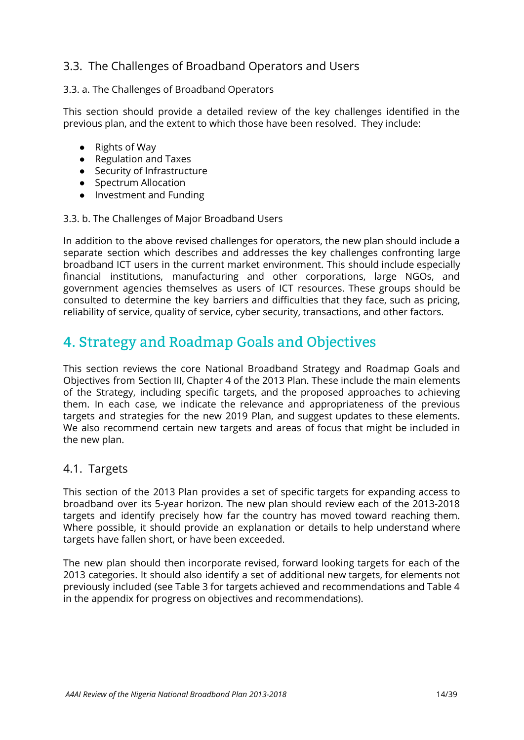### 3.3. The Challenges of Broadband Operators and Users

#### 3.3. a. The Challenges of Broadband Operators

This section should provide a detailed review of the key challenges identified in the previous plan, and the extent to which those have been resolved. They include:

- Rights of Way
- Regulation and Taxes
- Security of Infrastructure
- Spectrum Allocation
- Investment and Funding

#### 3.3. b. The Challenges of Major Broadband Users

In addition to the above revised challenges for operators, the new plan should include a separate section which describes and addresses the key challenges confronting large broadband ICT users in the current market environment. This should include especially financial institutions, manufacturing and other corporations, large NGOs, and government agencies themselves as users of ICT resources. These groups should be consulted to determine the key barriers and difficulties that they face, such as pricing, reliability of service, quality of service, cyber security, transactions, and other factors.

## 4. Strategy and Roadmap Goals and Objectives

This section reviews the core National Broadband Strategy and Roadmap Goals and Objectives from Section III, Chapter 4 of the 2013 Plan. These include the main elements of the Strategy, including specific targets, and the proposed approaches to achieving them. In each case, we indicate the relevance and appropriateness of the previous targets and strategies for the new 2019 Plan, and suggest updates to these elements. We also recommend certain new targets and areas of focus that might be included in the new plan.

### 4.1. Targets

This section of the 2013 Plan provides a set of specific targets for expanding access to broadband over its 5-year horizon. The new plan should review each of the 2013-2018 targets and identify precisely how far the country has moved toward reaching them. Where possible, it should provide an explanation or details to help understand where targets have fallen short, or have been exceeded.

The new plan should then incorporate revised, forward looking targets for each of the 2013 categories. It should also identify a set of additional new targets, for elements not previously included (see Table 3 for targets achieved and recommendations and Table 4 in the appendix for progress on objectives and recommendations).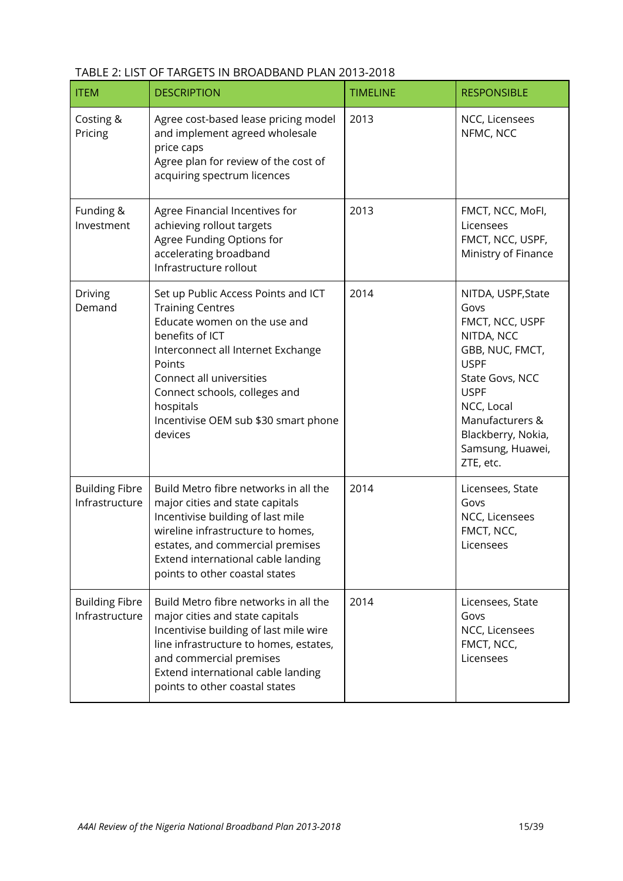TABLE 2: LIST OF TARGETS IN BROADBAND PLAN 2013-2018

| ITEM | DESCRIPTION | TIMELINE | RESPONSIBLE |
|---|---|---|---|
| Costing & Pricing | Agree cost-based lease pricing model and implement agreed wholesale price caps<br>Agree plan for review of the cost of acquiring spectrum licences | 2013 | NCC, Licensees<br>NFMC, NCC |
| Funding & Investment | Agree Financial Incentives for achieving rollout targets<br>Agree Funding Options for accelerating broadband Infrastructure rollout | 2013 | FMCT, NCC, MoFI, Licensees<br>FMCT, NCC, USPF, Ministry of Finance |
| Driving Demand | Set up Public Access Points and ICT Training Centres<br>Educate women on the use and benefits of ICT<br>Interconnect all Internet Exchange Points<br>Connect all universities<br>Connect schools, colleges and hospitals<br>Incentivise OEM sub $30 smart phone devices | 2014 | NITDA, USPF,State Govs<br>FMCT, NCC, USPF<br>NITDA, NCC<br>GBB, NUC, FMCT, USPF<br>State Govs, NCC<br>USPF<br>NCC, Local Manufacturers & Blackberry, Nokia, Samsung, Huawei, ZTE, etc. |
| Building Fibre Infrastructure | Build Metro fibre networks in all the major cities and state capitals<br>Incentivise building of last mile wireline infrastructure to homes, estates, and commercial premises<br>Extend international cable landing points to other coastal states | 2014 | Licensees, State Govs<br>NCC, Licensees<br>FMCT, NCC, Licensees |
| Building Fibre Infrastructure | Build Metro fibre networks in all the major cities and state capitals<br>Incentivise building of last mile wire line infrastructure to homes, estates, and commercial premises<br>Extend international cable landing points to other coastal states | 2014 | Licensees, State Govs<br>NCC, Licensees<br>FMCT, NCC, Licensees |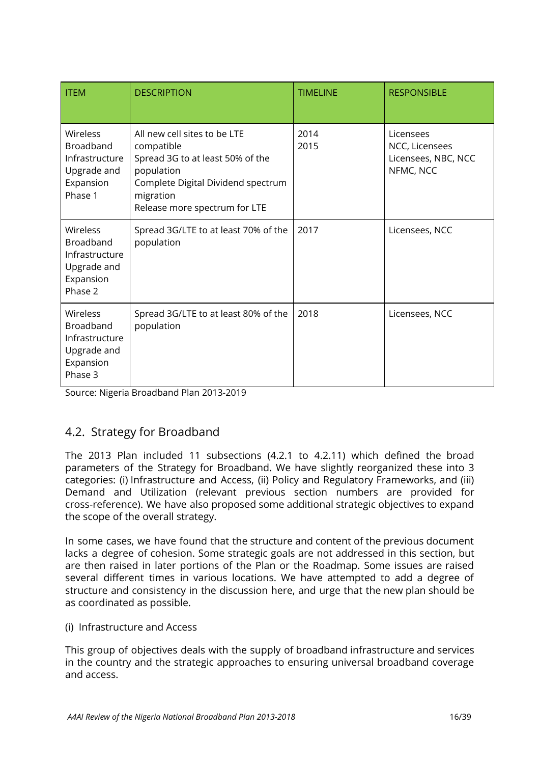| ITEM | DESCRIPTION | TIMELINE | RESPONSIBLE |
|---|---|---|---|
| Wireless Broadband Infrastructure Upgrade and Expansion Phase 1 | All new cell sites to be LTE compatible<br>Spread 3G to at least 50% of the population<br>Complete Digital Dividend spectrum migration<br>Release more spectrum for LTE | 2014<br>2015 | Licensees<br>NCC, Licensees<br>Licensees, NBC, NCC<br>NFMC, NCC |
| Wireless Broadband Infrastructure Upgrade and Expansion Phase 2 | Spread 3G/LTE to at least 70% of the population | 2017 | Licensees, NCC |
| Wireless Broadband Infrastructure Upgrade and Expansion Phase 3 | Spread 3G/LTE to at least 80% of the population | 2018 | Licensees, NCC |

Source: Nigeria Broadband Plan 2013-2019

## 4.2. Strategy for Broadband

The 2013 Plan included 11 subsections (4.2.1 to 4.2.11) which defined the broad parameters of the Strategy for Broadband. We have slightly reorganized these into 3 categories: (i) Infrastructure and Access, (ii) Policy and Regulatory Frameworks, and (iii) Demand and Utilization (relevant previous section numbers are provided for cross-reference). We have also proposed some additional strategic objectives to expand the scope of the overall strategy.

In some cases, we have found that the structure and content of the previous document lacks a degree of cohesion. Some strategic goals are not addressed in this section, but are then raised in later portions of the Plan or the Roadmap. Some issues are raised several different times in various locations. We have attempted to add a degree of structure and consistency in the discussion here, and urge that the new plan should be as coordinated as possible.

(i) Infrastructure and Access

This group of objectives deals with the supply of broadband infrastructure and services in the country and the strategic approaches to ensuring universal broadband coverage and access.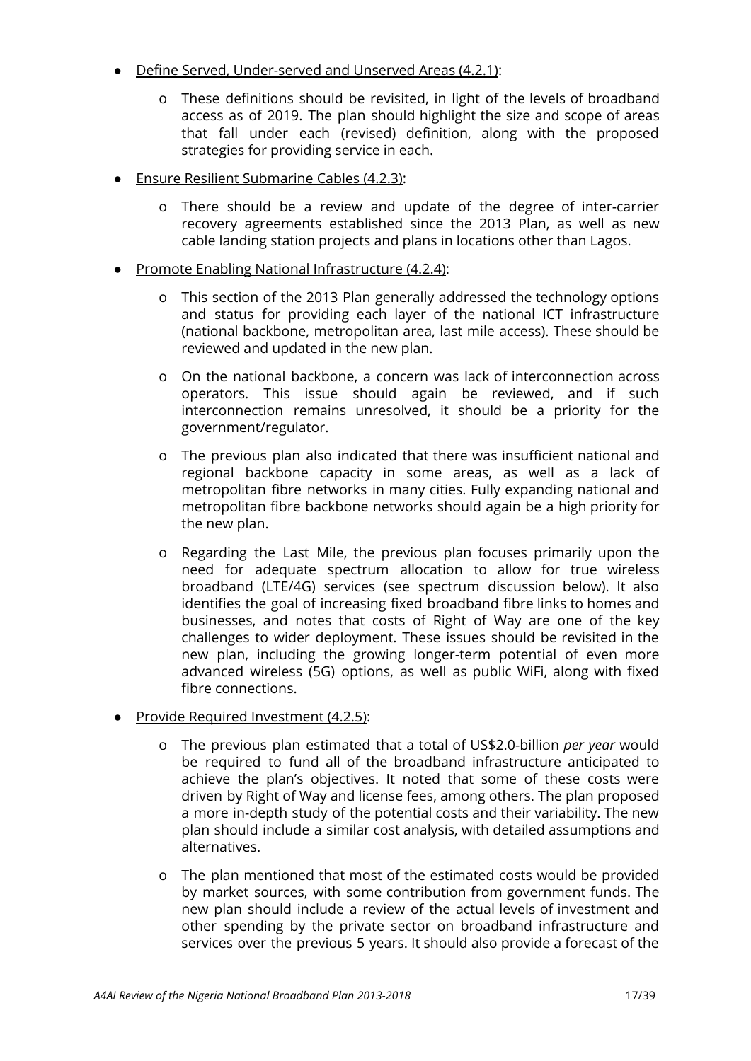- Define Served, Under-served and Unserved Areas (4.2.1):
    - These definitions should be revisited, in light of the levels of broadband access as of 2019. The plan should highlight the size and scope of areas that fall under each (revised) definition, along with the proposed strategies for providing service in each.
- Ensure Resilient Submarine Cables (4.2.3):
    - There should be a review and update of the degree of inter-carrier recovery agreements established since the 2013 Plan, as well as new cable landing station projects and plans in locations other than Lagos.
- Promote Enabling National Infrastructure (4.2.4):
    - This section of the 2013 Plan generally addressed the technology options and status for providing each layer of the national ICT infrastructure (national backbone, metropolitan area, last mile access). These should be reviewed and updated in the new plan.
    - On the national backbone, a concern was lack of interconnection across operators. This issue should again be reviewed, and if such interconnection remains unresolved, it should be a priority for the government/regulator.
    - The previous plan also indicated that there was insufficient national and regional backbone capacity in some areas, as well as a lack of metropolitan fibre networks in many cities. Fully expanding national and metropolitan fibre backbone networks should again be a high priority for the new plan.
    - Regarding the Last Mile, the previous plan focuses primarily upon the need for adequate spectrum allocation to allow for true wireless broadband (LTE/4G) services (see spectrum discussion below). It also identifies the goal of increasing fixed broadband fibre links to homes and businesses, and notes that costs of Right of Way are one of the key challenges to wider deployment. These issues should be revisited in the new plan, including the growing longer-term potential of even more advanced wireless (5G) options, as well as public WiFi, along with fixed fibre connections.
- Provide Required Investment (4.2.5):
    - The previous plan estimated that a total of US$2.0-billion *per year* would be required to fund all of the broadband infrastructure anticipated to achieve the plan's objectives. It noted that some of these costs were driven by Right of Way and license fees, among others. The plan proposed a more in-depth study of the potential costs and their variability. The new plan should include a similar cost analysis, with detailed assumptions and alternatives.
    - The plan mentioned that most of the estimated costs would be provided by market sources, with some contribution from government funds. The new plan should include a review of the actual levels of investment and other spending by the private sector on broadband infrastructure and services over the previous 5 years. It should also provide a forecast of the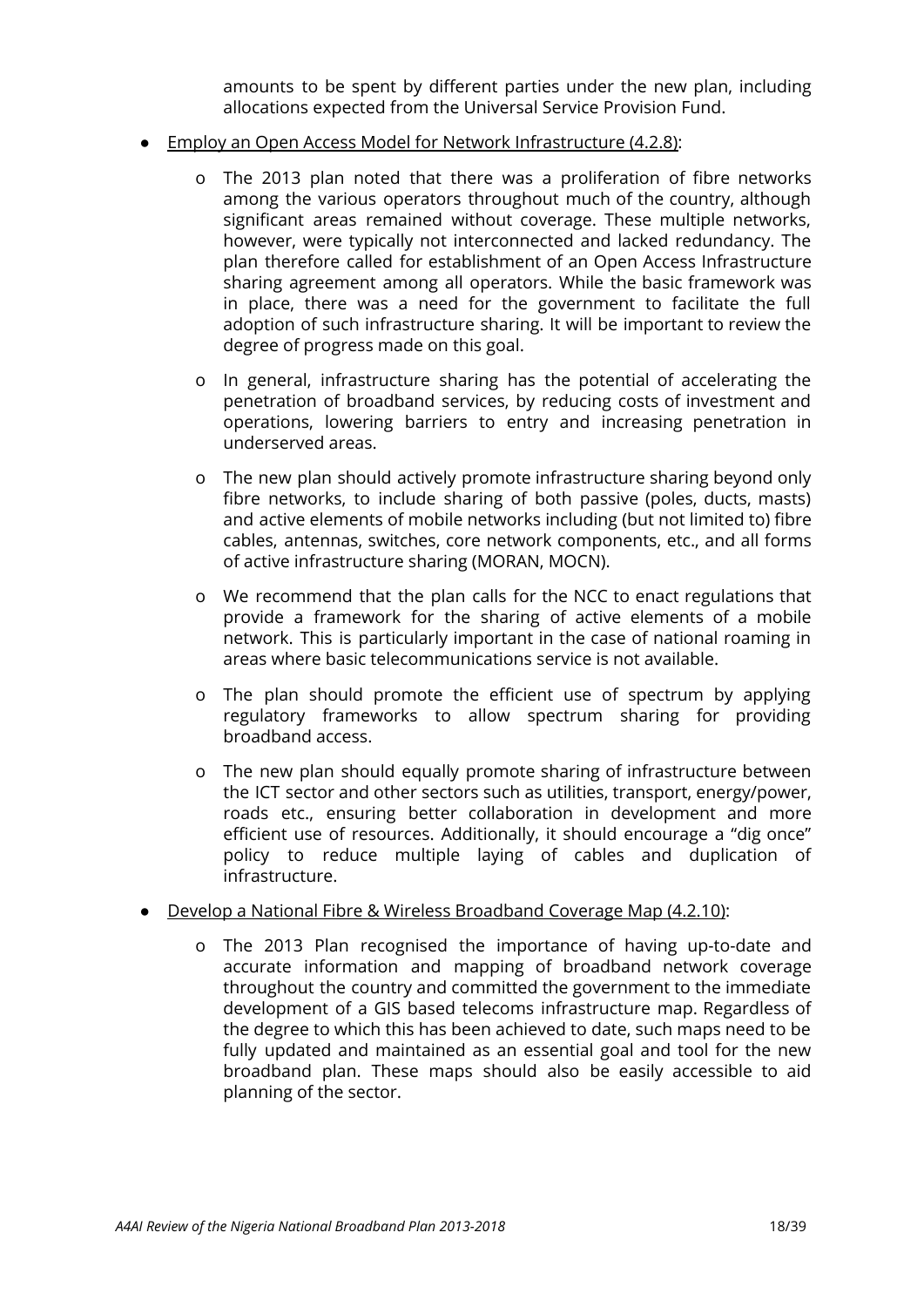amounts to be spent by different parties under the new plan, including allocations expected from the Universal Service Provision Fund.

- Employ an Open Access Model for Network Infrastructure (4.2.8):
    - The 2013 plan noted that there was a proliferation of fibre networks among the various operators throughout much of the country, although significant areas remained without coverage. These multiple networks, however, were typically not interconnected and lacked redundancy. The plan therefore called for establishment of an Open Access Infrastructure sharing agreement among all operators. While the basic framework was in place, there was a need for the government to facilitate the full adoption of such infrastructure sharing. It will be important to review the degree of progress made on this goal.
    - In general, infrastructure sharing has the potential of accelerating the penetration of broadband services, by reducing costs of investment and operations, lowering barriers to entry and increasing penetration in underserved areas.
    - The new plan should actively promote infrastructure sharing beyond only fibre networks, to include sharing of both passive (poles, ducts, masts) and active elements of mobile networks including (but not limited to) fibre cables, antennas, switches, core network components, etc., and all forms of active infrastructure sharing (MORAN, MOCN).
    - We recommend that the plan calls for the NCC to enact regulations that provide a framework for the sharing of active elements of a mobile network. This is particularly important in the case of national roaming in areas where basic telecommunications service is not available.
    - The plan should promote the efficient use of spectrum by applying regulatory frameworks to allow spectrum sharing for providing broadband access.
    - The new plan should equally promote sharing of infrastructure between the ICT sector and other sectors such as utilities, transport, energy/power, roads etc., ensuring better collaboration in development and more efficient use of resources. Additionally, it should encourage a "dig once" policy to reduce multiple laying of cables and duplication of infrastructure.
- Develop a National Fibre & Wireless Broadband Coverage Map (4.2.10):
    - The 2013 Plan recognised the importance of having up-to-date and accurate information and mapping of broadband network coverage throughout the country and committed the government to the immediate development of a GIS based telecoms infrastructure map. Regardless of the degree to which this has been achieved to date, such maps need to be fully updated and maintained as an essential goal and tool for the new broadband plan. These maps should also be easily accessible to aid planning of the sector.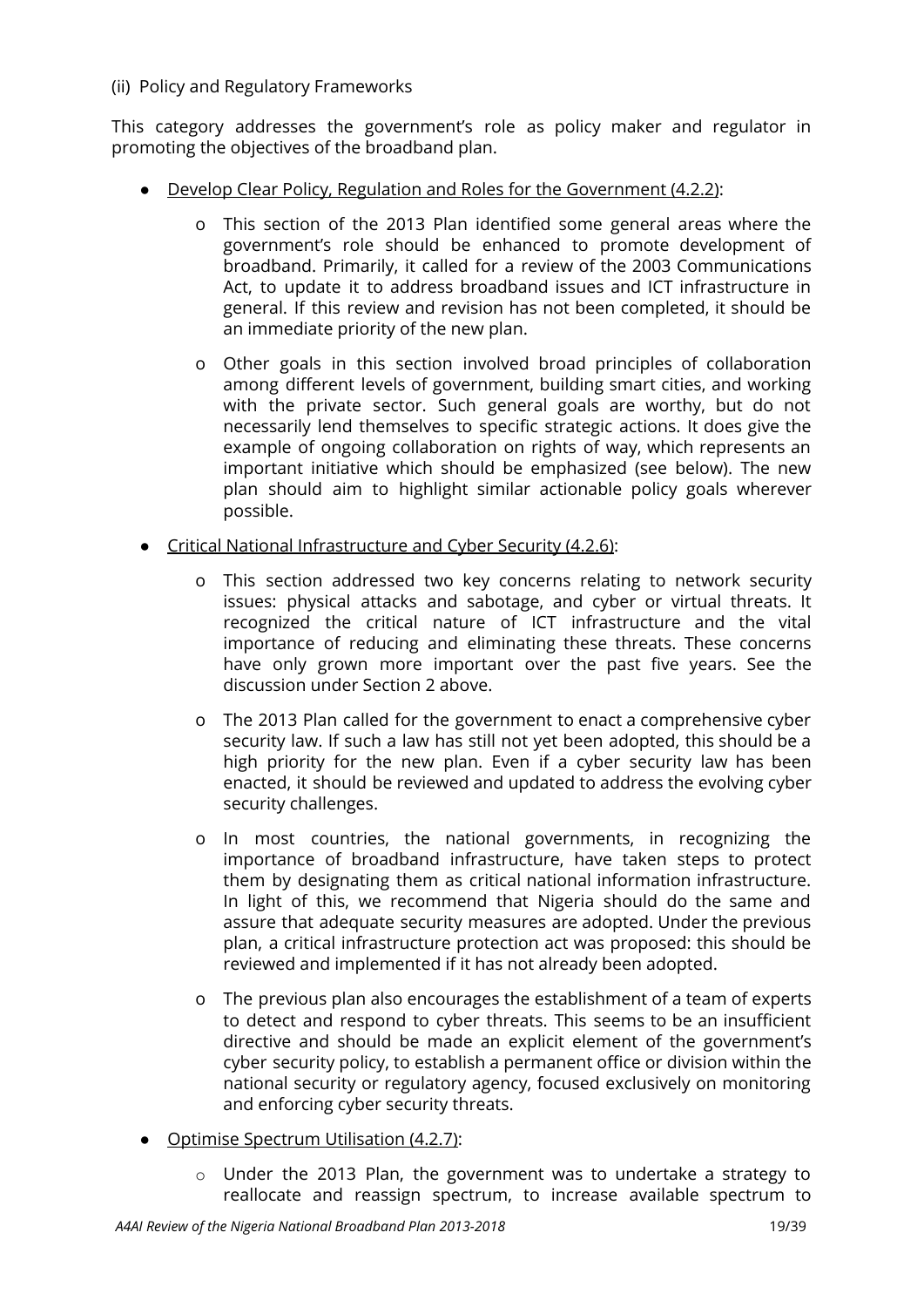(ii) Policy and Regulatory Frameworks

This category addresses the government's role as policy maker and regulator in promoting the objectives of the broadband plan.

- Develop Clear Policy, Regulation and Roles for the Government (4.2.2):
    - This section of the 2013 Plan identified some general areas where the government's role should be enhanced to promote development of broadband. Primarily, it called for a review of the 2003 Communications Act, to update it to address broadband issues and ICT infrastructure in general. If this review and revision has not been completed, it should be an immediate priority of the new plan.
    - Other goals in this section involved broad principles of collaboration among different levels of government, building smart cities, and working with the private sector. Such general goals are worthy, but do not necessarily lend themselves to specific strategic actions. It does give the example of ongoing collaboration on rights of way, which represents an important initiative which should be emphasized (see below). The new plan should aim to highlight similar actionable policy goals wherever possible.
- Critical National Infrastructure and Cyber Security (4.2.6):
    - This section addressed two key concerns relating to network security issues: physical attacks and sabotage, and cyber or virtual threats. It recognized the critical nature of ICT infrastructure and the vital importance of reducing and eliminating these threats. These concerns have only grown more important over the past five years. See the discussion under Section 2 above.
    - The 2013 Plan called for the government to enact a comprehensive cyber security law. If such a law has still not yet been adopted, this should be a high priority for the new plan. Even if a cyber security law has been enacted, it should be reviewed and updated to address the evolving cyber security challenges.
    - In most countries, the national governments, in recognizing the importance of broadband infrastructure, have taken steps to protect them by designating them as critical national information infrastructure. In light of this, we recommend that Nigeria should do the same and assure that adequate security measures are adopted. Under the previous plan, a critical infrastructure protection act was proposed: this should be reviewed and implemented if it has not already been adopted.
    - The previous plan also encourages the establishment of a team of experts to detect and respond to cyber threats. This seems to be an insufficient directive and should be made an explicit element of the government's cyber security policy, to establish a permanent office or division within the national security or regulatory agency, focused exclusively on monitoring and enforcing cyber security threats.
- Optimise Spectrum Utilisation (4.2.7):
    - Under the 2013 Plan, the government was to undertake a strategy to reallocate and reassign spectrum, to increase available spectrum to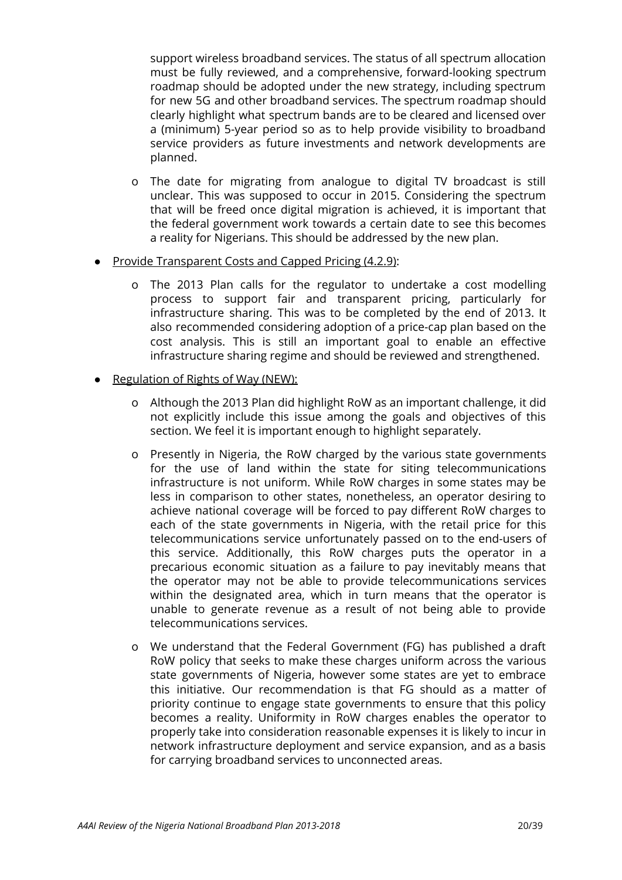support wireless broadband services. The status of all spectrum allocation must be fully reviewed, and a comprehensive, forward-looking spectrum roadmap should be adopted under the new strategy, including spectrum for new 5G and other broadband services. The spectrum roadmap should clearly highlight what spectrum bands are to be cleared and licensed over a (minimum) 5-year period so as to help provide visibility to broadband service providers as future investments and network developments are planned.

- o The date for migrating from analogue to digital TV broadcast is still unclear. This was supposed to occur in 2015. Considering the spectrum that will be freed once digital migration is achieved, it is important that the federal government work towards a certain date to see this becomes a reality for Nigerians. This should be addressed by the new plan.

- <u>Provide Transparent Costs and Capped Pricing (4.2.9)</u>:
  - o The 2013 Plan calls for the regulator to undertake a cost modelling process to support fair and transparent pricing, particularly for infrastructure sharing. This was to be completed by the end of 2013. It also recommended considering adoption of a price-cap plan based on the cost analysis. This is still an important goal to enable an effective infrastructure sharing regime and should be reviewed and strengthened.

- <u>Regulation of Rights of Way (NEW):</u>
  - o Although the 2013 Plan did highlight RoW as an important challenge, it did not explicitly include this issue among the goals and objectives of this section. We feel it is important enough to highlight separately.
  - o Presently in Nigeria, the RoW charged by the various state governments for the use of land within the state for siting telecommunications infrastructure is not uniform. While RoW charges in some states may be less in comparison to other states, nonetheless, an operator desiring to achieve national coverage will be forced to pay different RoW charges to each of the state governments in Nigeria, with the retail price for this telecommunications service unfortunately passed on to the end-users of this service. Additionally, this RoW charges puts the operator in a precarious economic situation as a failure to pay inevitably means that the operator may not be able to provide telecommunications services within the designated area, which in turn means that the operator is unable to generate revenue as a result of not being able to provide telecommunications services.
  - o We understand that the Federal Government (FG) has published a draft RoW policy that seeks to make these charges uniform across the various state governments of Nigeria, however some states are yet to embrace this initiative. Our recommendation is that FG should as a matter of priority continue to engage state governments to ensure that this policy becomes a reality. Uniformity in RoW charges enables the operator to properly take into consideration reasonable expenses it is likely to incur in network infrastructure deployment and service expansion, and as a basis for carrying broadband services to unconnected areas.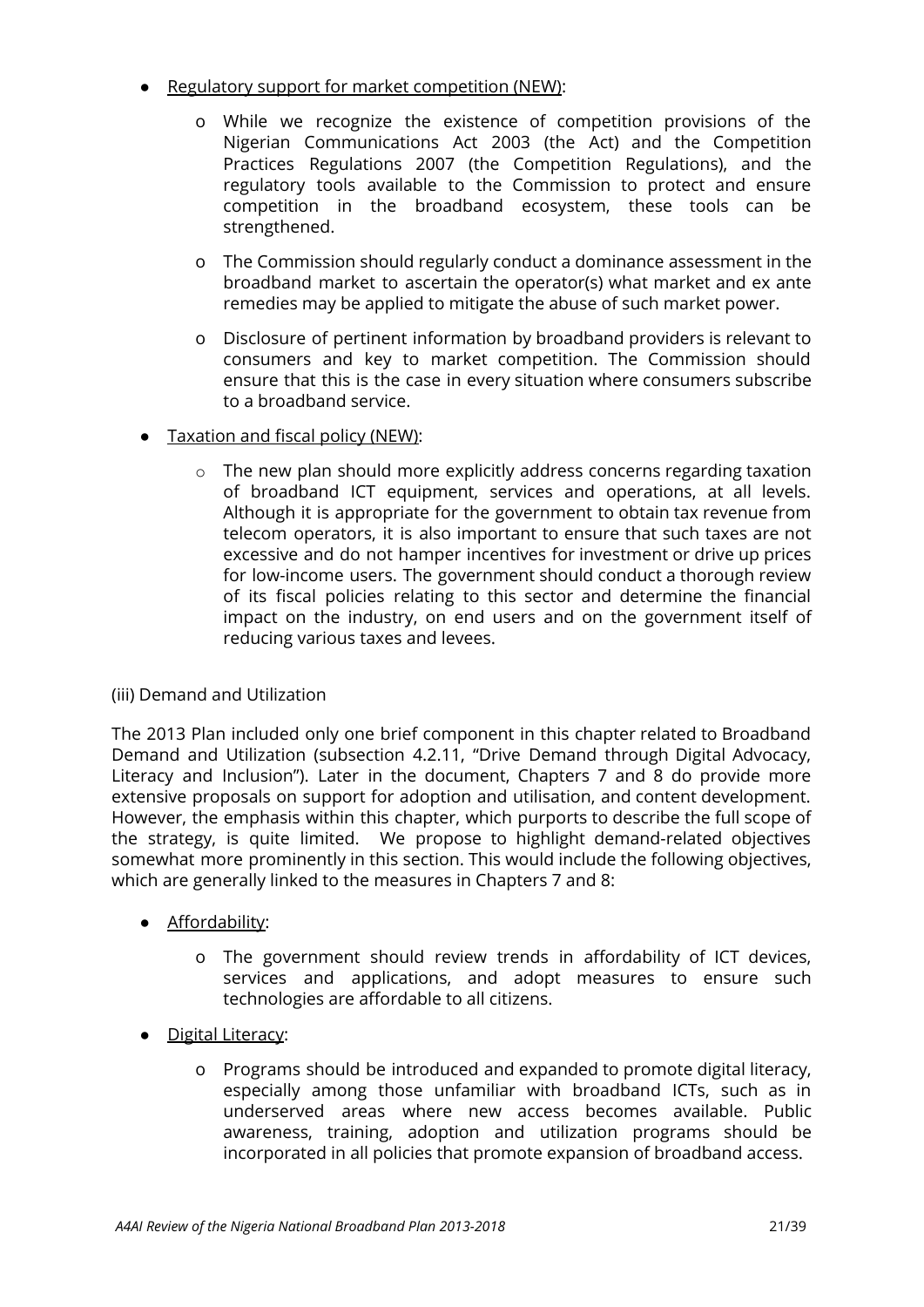- Regulatory support for market competition (NEW):
    - While we recognize the existence of competition provisions of the Nigerian Communications Act 2003 (the Act) and the Competition Practices Regulations 2007 (the Competition Regulations), and the regulatory tools available to the Commission to protect and ensure competition in the broadband ecosystem, these tools can be strengthened.
    - The Commission should regularly conduct a dominance assessment in the broadband market to ascertain the operator(s) what market and ex ante remedies may be applied to mitigate the abuse of such market power.
    - Disclosure of pertinent information by broadband providers is relevant to consumers and key to market competition. The Commission should ensure that this is the case in every situation where consumers subscribe to a broadband service.
- Taxation and fiscal policy (NEW):
    - The new plan should more explicitly address concerns regarding taxation of broadband ICT equipment, services and operations, at all levels. Although it is appropriate for the government to obtain tax revenue from telecom operators, it is also important to ensure that such taxes are not excessive and do not hamper incentives for investment or drive up prices for low-income users. The government should conduct a thorough review of its fiscal policies relating to this sector and determine the financial impact on the industry, on end users and on the government itself of reducing various taxes and levees.

(iii) Demand and Utilization

The 2013 Plan included only one brief component in this chapter related to Broadband Demand and Utilization (subsection 4.2.11, "Drive Demand through Digital Advocacy, Literacy and Inclusion"). Later in the document, Chapters 7 and 8 do provide more extensive proposals on support for adoption and utilisation, and content development. However, the emphasis within this chapter, which purports to describe the full scope of the strategy, is quite limited. We propose to highlight demand-related objectives somewhat more prominently in this section. This would include the following objectives, which are generally linked to the measures in Chapters 7 and 8:

- Affordability:
    - The government should review trends in affordability of ICT devices, services and applications, and adopt measures to ensure such technologies are affordable to all citizens.
- Digital Literacy:
    - Programs should be introduced and expanded to promote digital literacy, especially among those unfamiliar with broadband ICTs, such as in underserved areas where new access becomes available. Public awareness, training, adoption and utilization programs should be incorporated in all policies that promote expansion of broadband access.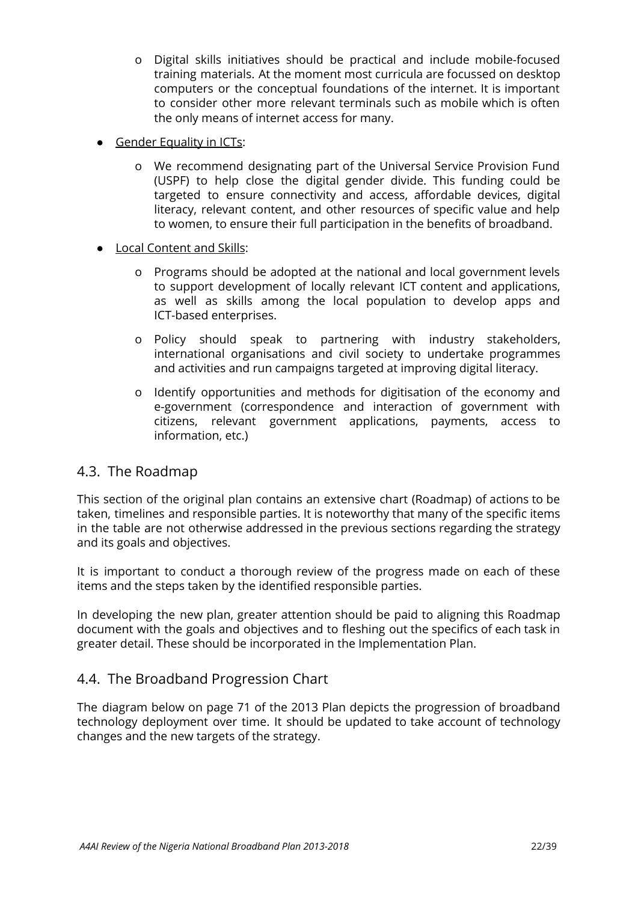- Digital skills initiatives should be practical and include mobile-focused training materials. At the moment most curricula are focussed on desktop computers or the conceptual foundations of the internet. It is important to consider other more relevant terminals such as mobile which is often the only means of internet access for many.

- Gender Equality in ICTs:
  - We recommend designating part of the Universal Service Provision Fund (USPF) to help close the digital gender divide. This funding could be targeted to ensure connectivity and access, affordable devices, digital literacy, relevant content, and other resources of specific value and help to women, to ensure their full participation in the benefits of broadband.

- Local Content and Skills:
  - Programs should be adopted at the national and local government levels to support development of locally relevant ICT content and applications, as well as skills among the local population to develop apps and ICT-based enterprises.
  - Policy should speak to partnering with industry stakeholders, international organisations and civil society to undertake programmes and activities and run campaigns targeted at improving digital literacy.
  - Identify opportunities and methods for digitisation of the economy and e-government (correspondence and interaction of government with citizens, relevant government applications, payments, access to information, etc.)

## 4.3. The Roadmap

This section of the original plan contains an extensive chart (Roadmap) of actions to be taken, timelines and responsible parties. It is noteworthy that many of the specific items in the table are not otherwise addressed in the previous sections regarding the strategy and its goals and objectives.

It is important to conduct a thorough review of the progress made on each of these items and the steps taken by the identified responsible parties.

In developing the new plan, greater attention should be paid to aligning this Roadmap document with the goals and objectives and to fleshing out the specifics of each task in greater detail. These should be incorporated in the Implementation Plan.

## 4.4. The Broadband Progression Chart

The diagram below on page 71 of the 2013 Plan depicts the progression of broadband technology deployment over time. It should be updated to take account of technology changes and the new targets of the strategy.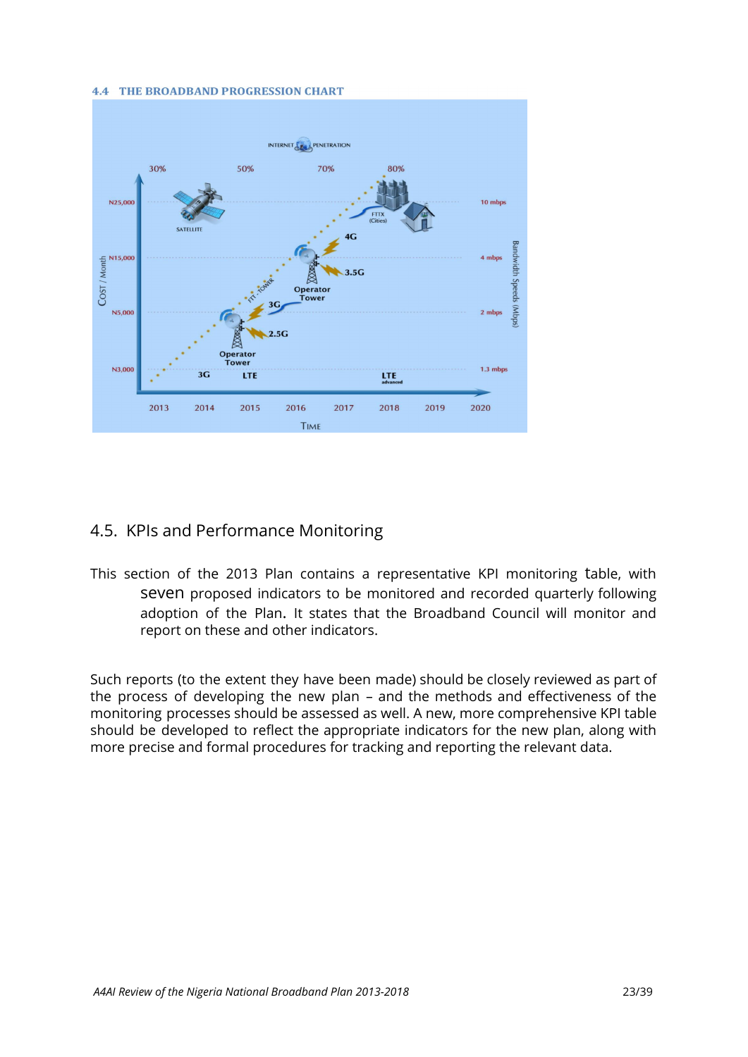## 4.4 THE BROADBAND PROGRESSION CHART

## 4.5. KPIs and Performance Monitoring

This section of the 2013 Plan contains a representative KPI monitoring table, with seven proposed indicators to be monitored and recorded quarterly following adoption of the Plan. It states that the Broadband Council will monitor and report on these and other indicators.

Such reports (to the extent they have been made) should be closely reviewed as part of the process of developing the new plan – and the methods and effectiveness of the monitoring processes should be assessed as well. A new, more comprehensive KPI table should be developed to reflect the appropriate indicators for the new plan, along with more precise and formal procedures for tracking and reporting the relevant data.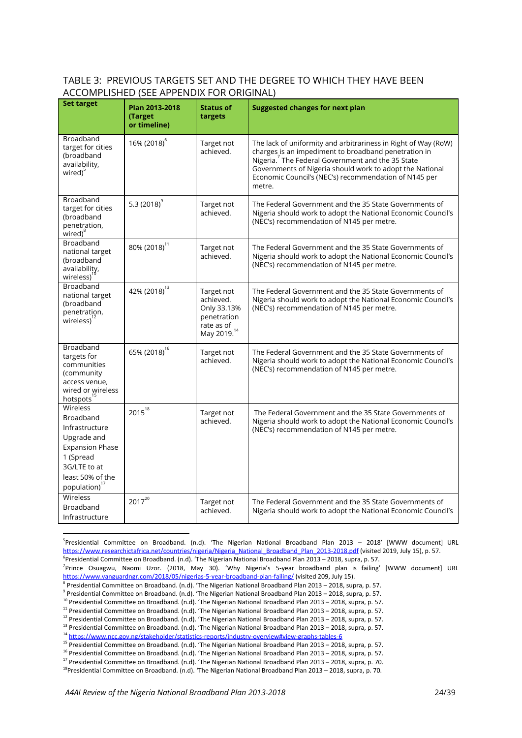## TABLE 3: PREVIOUS TARGETS SET AND THE DEGREE TO WHICH THEY HAVE BEEN ACCOMPLISHED (SEE APPENDIX FOR ORIGINAL)

| Set target | Plan 2013-2018 (Target or timeline) | Status of targets | Suggested changes for next plan |
|---|---|---|---|
| Broadband target for cities (broadband availability, wired)[5] | 16% (2018)[6] | Target not achieved. | The lack of uniformity and arbitrariness in Right of Way (RoW) charges is an impediment to broadband penetration in Nigeria.[7] The Federal Government and the 35 State Governments of Nigeria should work to adopt the National Economic Council's (NEC's) recommendation of N145 per metre. |
| Broadband target for cities (broadband penetration, wired)[8] | 5.3 (2018)[9] | Target not achieved. | The Federal Government and the 35 State Governments of Nigeria should work to adopt the National Economic Council's (NEC's) recommendation of N145 per metre. |
| Broadband national target (broadband availability, wireless)[10] | 80% (2018)[11] | Target not achieved. | The Federal Government and the 35 State Governments of Nigeria should work to adopt the National Economic Council's (NEC's) recommendation of N145 per metre. |
| Broadband national target (broadband penetration, wireless)[12] | 42% (2018)[13] | Target not achieved. Only 33.13% penetration rate as of May 2019.[14] | The Federal Government and the 35 State Governments of Nigeria should work to adopt the National Economic Council's (NEC's) recommendation of N145 per metre. |
| Broadband targets for communities (community access venue, wired or wireless hotspots[15] | 65% (2018)[16] | Target not achieved. | The Federal Government and the 35 State Governments of Nigeria should work to adopt the National Economic Council's (NEC's) recommendation of N145 per metre. |
| Wireless Broadband Infrastructure Upgrade and Expansion Phase 1 (Spread 3G/LTE to at least 50% of the population)[17] | 2015[18] | Target not achieved. | The Federal Government and the 35 State Governments of Nigeria should work to adopt the National Economic Council's (NEC's) recommendation of N145 per metre. |
| Wireless Broadband Infrastructure | 2017[20] | Target not achieved. | The Federal Government and the 35 State Governments of Nigeria should work to adopt the National Economic Council's |

[5]Presidential Committee on Broadband. (n.d). 'The Nigerian National Broadband Plan 2013 – 2018' [WWW document] URL https://www.researchictafrica.net/countries/nigeria/Nigeria_National_Broadband_Plan_2013-2018.pdf (visited 2019, July 15), p. 57.
[6]Presidential Committee on Broadband. (n.d). 'The Nigerian National Broadband Plan 2013 – 2018, supra, p. 57.
[7]Prince Osuagwu, Naomi Uzor. (2018, May 30). 'Why Nigeria's 5-year broadband plan is failing' [WWW document] URL https://www.vanguardngr.com/2018/05/nigerias-5-year-broadband-plan-failing/ (visited 209, July 15).
[8] Presidential Committee on Broadband. (n.d). 'The Nigerian National Broadband Plan 2013 – 2018, supra, p. 57.
[9] Presidential Committee on Broadband. (n.d). 'The Nigerian National Broadband Plan 2013 – 2018, supra, p. 57.
[10] Presidential Committee on Broadband. (n.d). 'The Nigerian National Broadband Plan 2013 – 2018, supra, p. 57.
[11] Presidential Committee on Broadband. (n.d). 'The Nigerian National Broadband Plan 2013 – 2018, supra, p. 57.
[12] Presidential Committee on Broadband. (n.d). 'The Nigerian National Broadband Plan 2013 – 2018, supra, p. 57.
[13] Presidential Committee on Broadband. (n.d). 'The Nigerian National Broadband Plan 2013 – 2018, supra, p. 57.
[14] https://www.ncc.gov.ng/stakeholder/statistics-reports/industry-overview#view-graphs-tables-6
[15] Presidential Committee on Broadband. (n.d). 'The Nigerian National Broadband Plan 2013 – 2018, supra, p. 57.
[16] Presidential Committee on Broadband. (n.d). 'The Nigerian National Broadband Plan 2013 – 2018, supra, p. 57.
[17] Presidential Committee on Broadband. (n.d). 'The Nigerian National Broadband Plan 2013 – 2018, supra, p. 70.
[18]Presidential Committee on Broadband. (n.d). 'The Nigerian National Broadband Plan 2013 – 2018, supra, p. 70.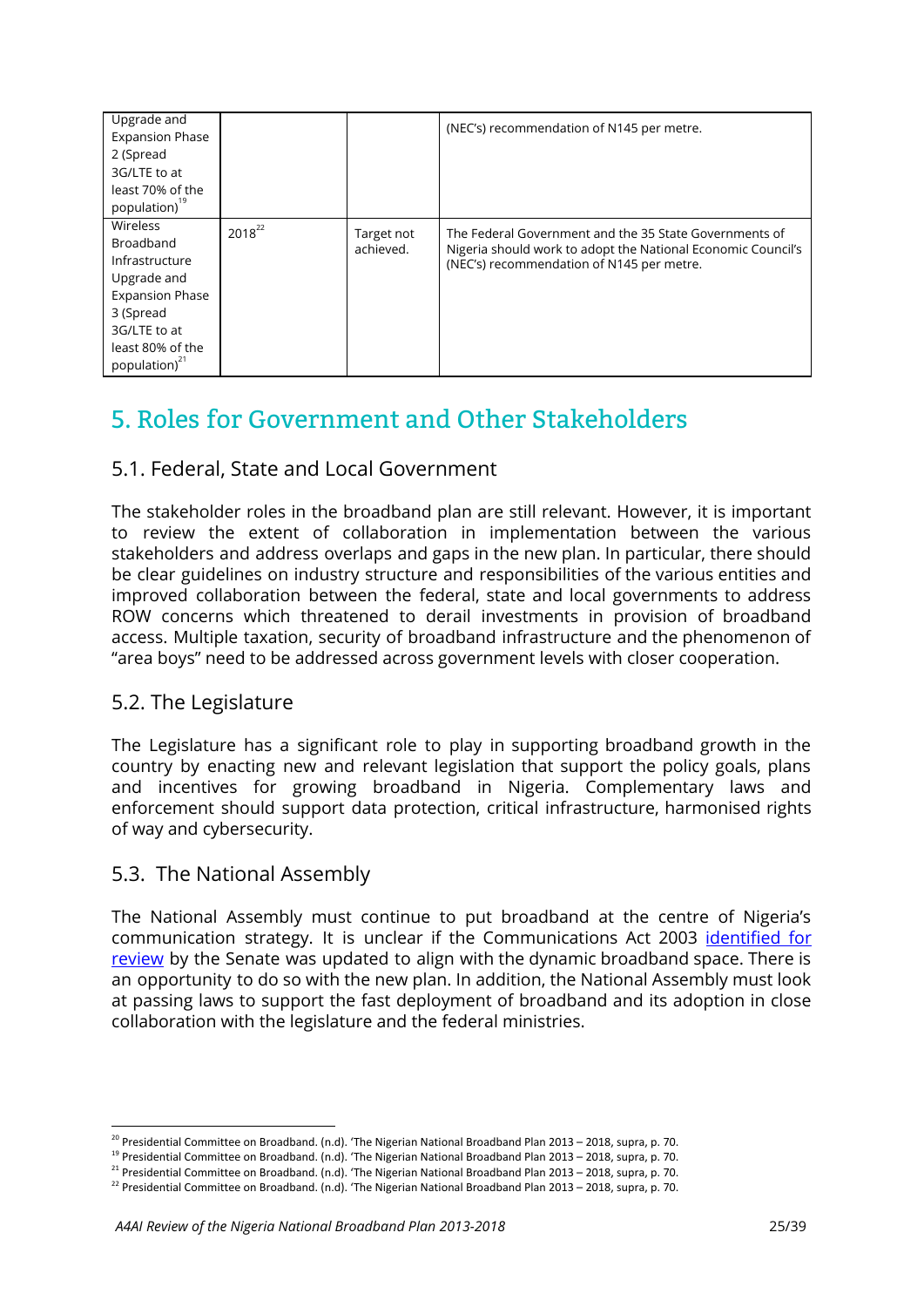| | | | |
|---|---|---|---|
| Upgrade and Expansion Phase 2 (Spread 3G/LTE to at least 70% of the population)[19] | | | (NEC's) recommendation of N145 per metre. |
| Wireless Broadband Infrastructure Upgrade and Expansion Phase 3 (Spread 3G/LTE to at least 80% of the population)[21] | 2018[22] | Target not achieved. | The Federal Government and the 35 State Governments of Nigeria should work to adopt the National Economic Council's (NEC's) recommendation of N145 per metre. |

# 5. Roles for Government and Other Stakeholders

## 5.1. Federal, State and Local Government

The stakeholder roles in the broadband plan are still relevant. However, it is important to review the extent of collaboration in implementation between the various stakeholders and address overlaps and gaps in the new plan. In particular, there should be clear guidelines on industry structure and responsibilities of the various entities and improved collaboration between the federal, state and local governments to address ROW concerns which threatened to derail investments in provision of broadband access. Multiple taxation, security of broadband infrastructure and the phenomenon of "area boys" need to be addressed across government levels with closer cooperation.

## 5.2. The Legislature

The Legislature has a significant role to play in supporting broadband growth in the country by enacting new and relevant legislation that support the policy goals, plans and incentives for growing broadband in Nigeria. Complementary laws and enforcement should support data protection, critical infrastructure, harmonised rights of way and cybersecurity.

## 5.3. The National Assembly

The National Assembly must continue to put broadband at the centre of Nigeria's communication strategy. It is unclear if the Communications Act 2003 identified for review by the Senate was updated to align with the dynamic broadband space. There is an opportunity to do so with the new plan. In addition, the National Assembly must look at passing laws to support the fast deployment of broadband and its adoption in close collaboration with the legislature and the federal ministries.

---

[20] Presidential Committee on Broadband. (n.d). 'The Nigerian National Broadband Plan 2013 – 2018, supra, p. 70.

[19] Presidential Committee on Broadband. (n.d). 'The Nigerian National Broadband Plan 2013 – 2018, supra, p. 70.

[21] Presidential Committee on Broadband. (n.d). 'The Nigerian National Broadband Plan 2013 – 2018, supra, p. 70.

[22] Presidential Committee on Broadband. (n.d). 'The Nigerian National Broadband Plan 2013 – 2018, supra, p. 70.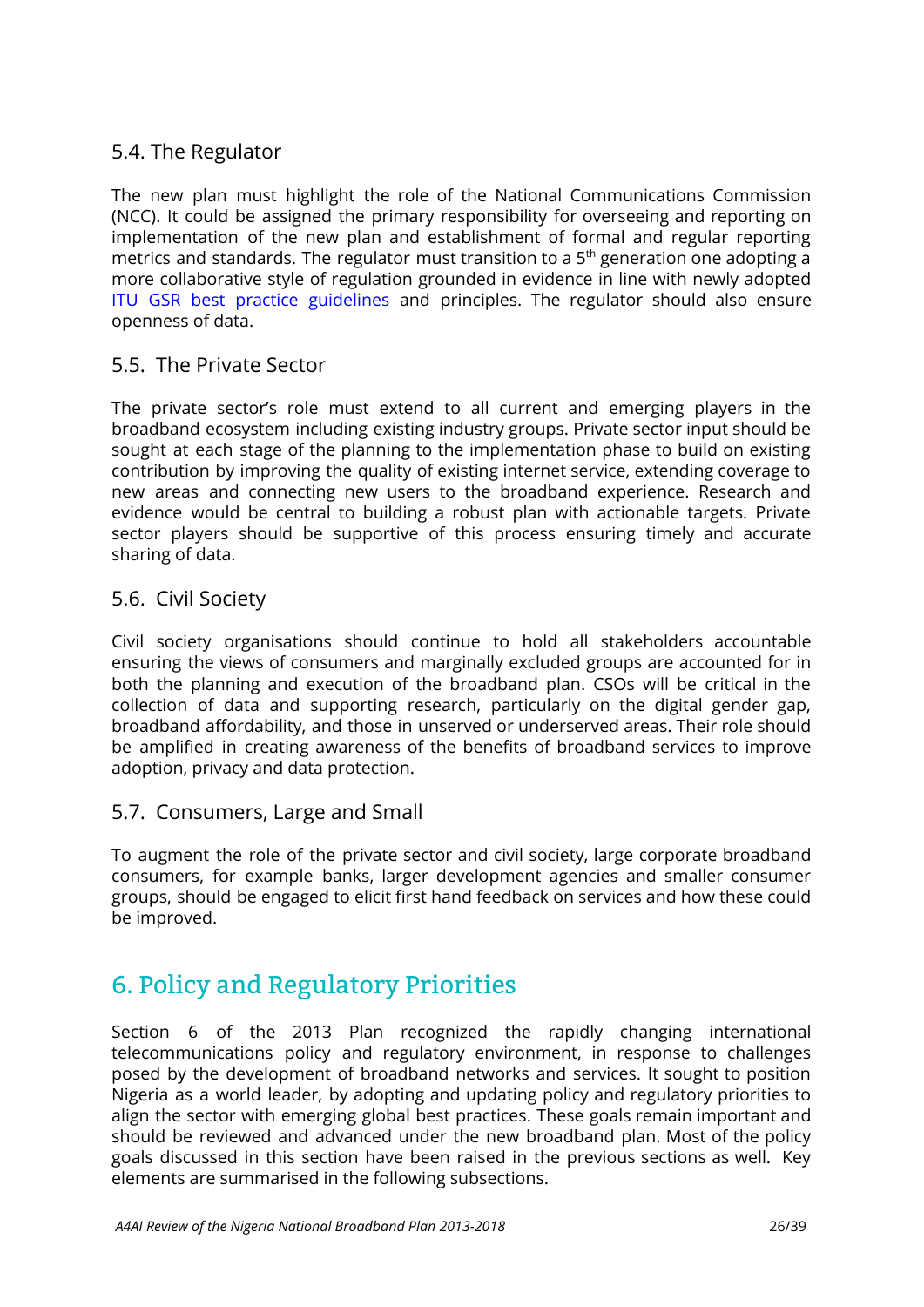### 5.4. The Regulator

The new plan must highlight the role of the National Communications Commission (NCC). It could be assigned the primary responsibility for overseeing and reporting on implementation of the new plan and establishment of formal and regular reporting metrics and standards. The regulator must transition to a $5^{th}$ generation one adopting a more collaborative style of regulation grounded in evidence in line with newly adopted [ITU GSR best practice guidelines] and principles. The regulator should also ensure openness of data.

### 5.5. The Private Sector

The private sector's role must extend to all current and emerging players in the broadband ecosystem including existing industry groups. Private sector input should be sought at each stage of the planning to the implementation phase to build on existing contribution by improving the quality of existing internet service, extending coverage to new areas and connecting new users to the broadband experience. Research and evidence would be central to building a robust plan with actionable targets. Private sector players should be supportive of this process ensuring timely and accurate sharing of data.

### 5.6. Civil Society

Civil society organisations should continue to hold all stakeholders accountable ensuring the views of consumers and marginally excluded groups are accounted for in both the planning and execution of the broadband plan. CSOs will be critical in the collection of data and supporting research, particularly on the digital gender gap, broadband affordability, and those in unserved or underserved areas. Their role should be amplified in creating awareness of the benefits of broadband services to improve adoption, privacy and data protection.

### 5.7. Consumers, Large and Small

To augment the role of the private sector and civil society, large corporate broadband consumers, for example banks, larger development agencies and smaller consumer groups, should be engaged to elicit first hand feedback on services and how these could be improved.

## 6. Policy and Regulatory Priorities

Section 6 of the 2013 Plan recognized the rapidly changing international telecommunications policy and regulatory environment, in response to challenges posed by the development of broadband networks and services. It sought to position Nigeria as a world leader, by adopting and updating policy and regulatory priorities to align the sector with emerging global best practices. These goals remain important and should be reviewed and advanced under the new broadband plan. Most of the policy goals discussed in this section have been raised in the previous sections as well. Key elements are summarised in the following subsections.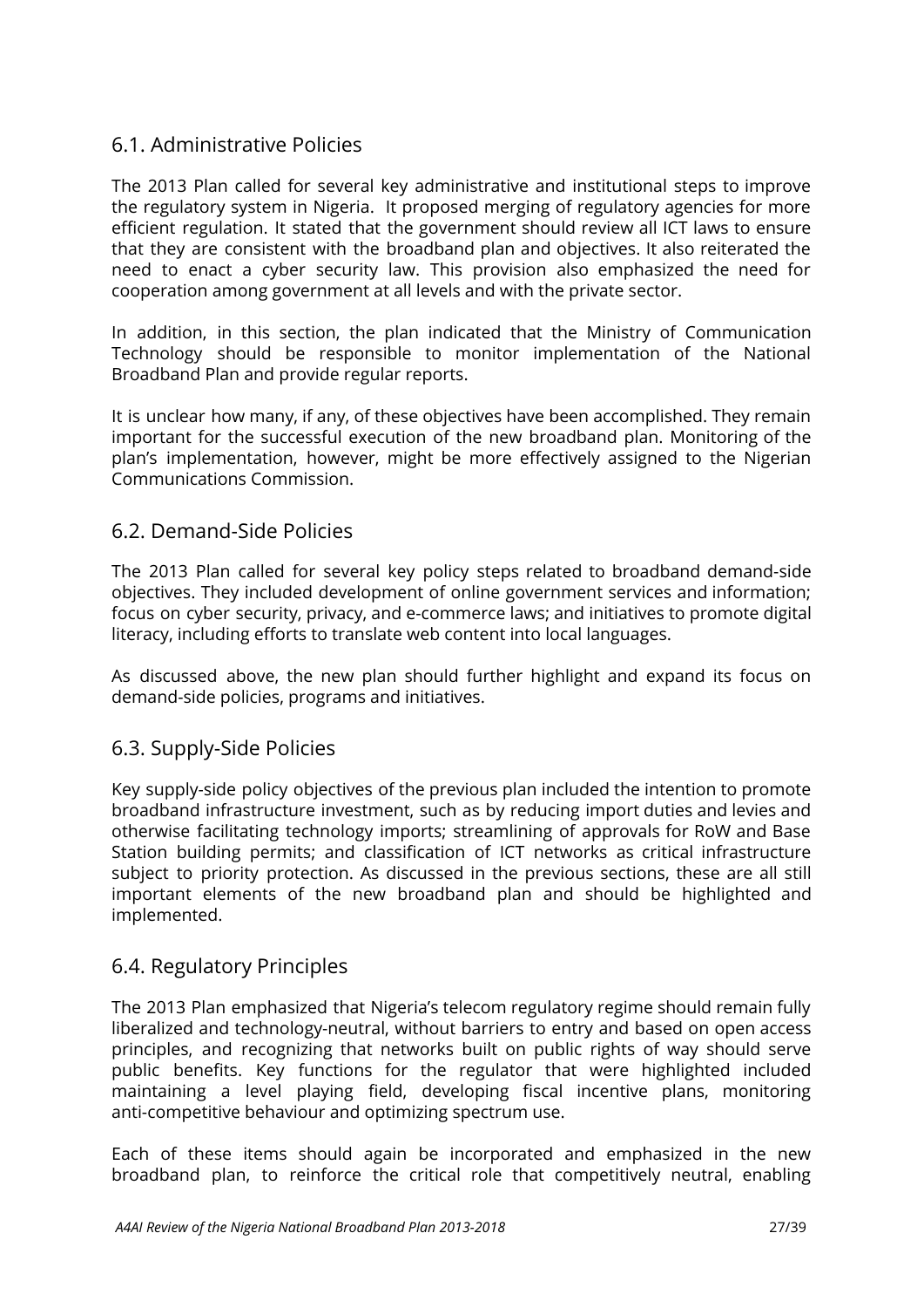## 6.1. Administrative Policies

The 2013 Plan called for several key administrative and institutional steps to improve the regulatory system in Nigeria. It proposed merging of regulatory agencies for more efficient regulation. It stated that the government should review all ICT laws to ensure that they are consistent with the broadband plan and objectives. It also reiterated the need to enact a cyber security law. This provision also emphasized the need for cooperation among government at all levels and with the private sector.

In addition, in this section, the plan indicated that the Ministry of Communication Technology should be responsible to monitor implementation of the National Broadband Plan and provide regular reports.

It is unclear how many, if any, of these objectives have been accomplished. They remain important for the successful execution of the new broadband plan. Monitoring of the plan's implementation, however, might be more effectively assigned to the Nigerian Communications Commission.

## 6.2. Demand-Side Policies

The 2013 Plan called for several key policy steps related to broadband demand-side objectives. They included development of online government services and information; focus on cyber security, privacy, and e-commerce laws; and initiatives to promote digital literacy, including efforts to translate web content into local languages.

As discussed above, the new plan should further highlight and expand its focus on demand-side policies, programs and initiatives.

## 6.3. Supply-Side Policies

Key supply-side policy objectives of the previous plan included the intention to promote broadband infrastructure investment, such as by reducing import duties and levies and otherwise facilitating technology imports; streamlining of approvals for RoW and Base Station building permits; and classification of ICT networks as critical infrastructure subject to priority protection. As discussed in the previous sections, these are all still important elements of the new broadband plan and should be highlighted and implemented.

## 6.4. Regulatory Principles

The 2013 Plan emphasized that Nigeria's telecom regulatory regime should remain fully liberalized and technology-neutral, without barriers to entry and based on open access principles, and recognizing that networks built on public rights of way should serve public benefits. Key functions for the regulator that were highlighted included maintaining a level playing field, developing fiscal incentive plans, monitoring anti-competitive behaviour and optimizing spectrum use.

Each of these items should again be incorporated and emphasized in the new broadband plan, to reinforce the critical role that competitively neutral, enabling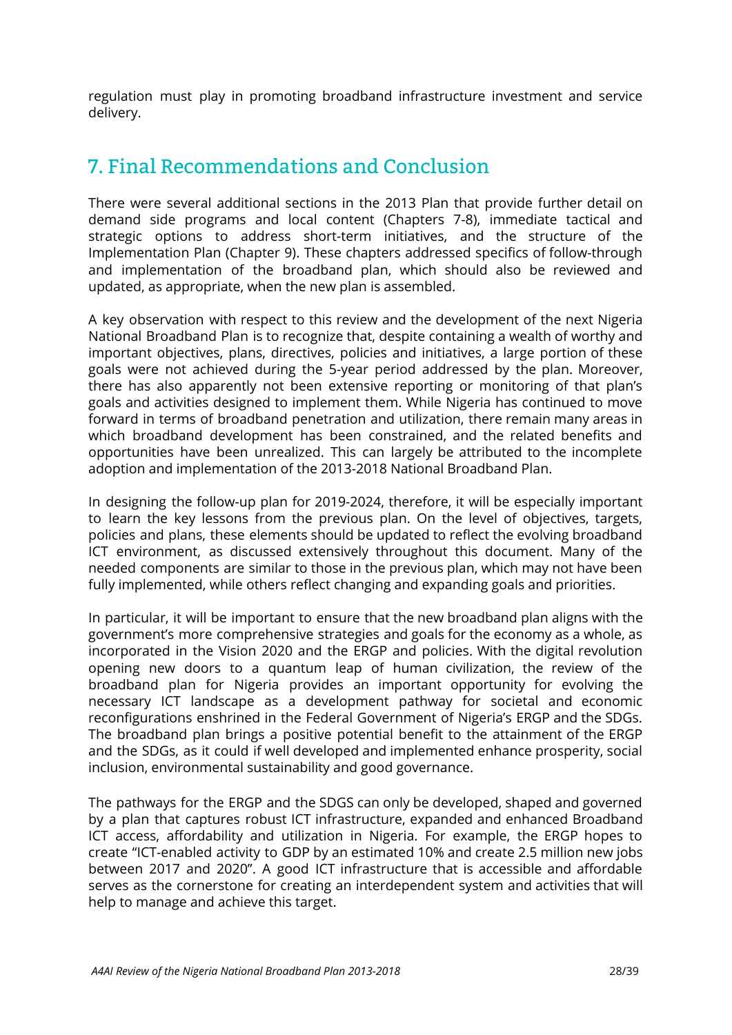regulation must play in promoting broadband infrastructure investment and service delivery.

## 7. Final Recommendations and Conclusion

There were several additional sections in the 2013 Plan that provide further detail on demand side programs and local content (Chapters 7-8), immediate tactical and strategic options to address short-term initiatives, and the structure of the Implementation Plan (Chapter 9). These chapters addressed specifics of follow-through and implementation of the broadband plan, which should also be reviewed and updated, as appropriate, when the new plan is assembled.

A key observation with respect to this review and the development of the next Nigeria National Broadband Plan is to recognize that, despite containing a wealth of worthy and important objectives, plans, directives, policies and initiatives, a large portion of these goals were not achieved during the 5-year period addressed by the plan. Moreover, there has also apparently not been extensive reporting or monitoring of that plan's goals and activities designed to implement them. While Nigeria has continued to move forward in terms of broadband penetration and utilization, there remain many areas in which broadband development has been constrained, and the related benefits and opportunities have been unrealized. This can largely be attributed to the incomplete adoption and implementation of the 2013-2018 National Broadband Plan.

In designing the follow-up plan for 2019-2024, therefore, it will be especially important to learn the key lessons from the previous plan. On the level of objectives, targets, policies and plans, these elements should be updated to reflect the evolving broadband ICT environment, as discussed extensively throughout this document. Many of the needed components are similar to those in the previous plan, which may not have been fully implemented, while others reflect changing and expanding goals and priorities.

In particular, it will be important to ensure that the new broadband plan aligns with the government's more comprehensive strategies and goals for the economy as a whole, as incorporated in the Vision 2020 and the ERGP and policies. With the digital revolution opening new doors to a quantum leap of human civilization, the review of the broadband plan for Nigeria provides an important opportunity for evolving the necessary ICT landscape as a development pathway for societal and economic reconfigurations enshrined in the Federal Government of Nigeria's ERGP and the SDGs. The broadband plan brings a positive potential benefit to the attainment of the ERGP and the SDGs, as it could if well developed and implemented enhance prosperity, social inclusion, environmental sustainability and good governance.

The pathways for the ERGP and the SDGS can only be developed, shaped and governed by a plan that captures robust ICT infrastructure, expanded and enhanced Broadband ICT access, affordability and utilization in Nigeria. For example, the ERGP hopes to create "ICT-enabled activity to GDP by an estimated 10% and create 2.5 million new jobs between 2017 and 2020". A good ICT infrastructure that is accessible and affordable serves as the cornerstone for creating an interdependent system and activities that will help to manage and achieve this target.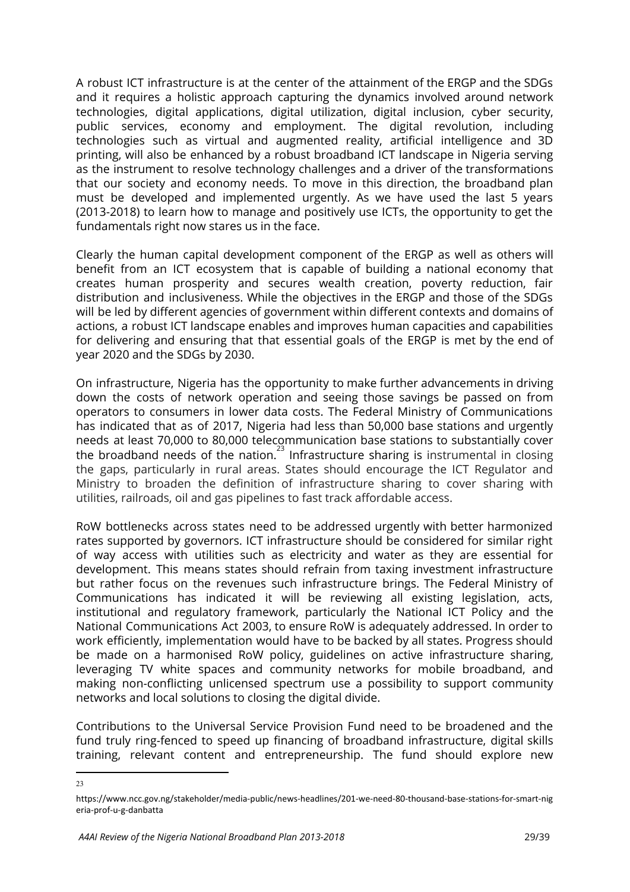A robust ICT infrastructure is at the center of the attainment of the ERGP and the SDGs and it requires a holistic approach capturing the dynamics involved around network technologies, digital applications, digital utilization, digital inclusion, cyber security, public services, economy and employment. The digital revolution, including technologies such as virtual and augmented reality, artificial intelligence and 3D printing, will also be enhanced by a robust broadband ICT landscape in Nigeria serving as the instrument to resolve technology challenges and a driver of the transformations that our society and economy needs. To move in this direction, the broadband plan must be developed and implemented urgently. As we have used the last 5 years (2013-2018) to learn how to manage and positively use ICTs, the opportunity to get the fundamentals right now stares us in the face.

Clearly the human capital development component of the ERGP as well as others will benefit from an ICT ecosystem that is capable of building a national economy that creates human prosperity and secures wealth creation, poverty reduction, fair distribution and inclusiveness. While the objectives in the ERGP and those of the SDGs will be led by different agencies of government within different contexts and domains of actions, a robust ICT landscape enables and improves human capacities and capabilities for delivering and ensuring that that essential goals of the ERGP is met by the end of year 2020 and the SDGs by 2030.

On infrastructure, Nigeria has the opportunity to make further advancements in driving down the costs of network operation and seeing those savings be passed on from operators to consumers in lower data costs. The Federal Ministry of Communications has indicated that as of 2017, Nigeria had less than 50,000 base stations and urgently needs at least 70,000 to 80,000 telecommunication base stations to substantially cover the broadband needs of the nation.[23] Infrastructure sharing is instrumental in closing the gaps, particularly in rural areas. States should encourage the ICT Regulator and Ministry to broaden the definition of infrastructure sharing to cover sharing with utilities, railroads, oil and gas pipelines to fast track affordable access.

RoW bottlenecks across states need to be addressed urgently with better harmonized rates supported by governors. ICT infrastructure should be considered for similar right of way access with utilities such as electricity and water as they are essential for development. This means states should refrain from taxing investment infrastructure but rather focus on the revenues such infrastructure brings. The Federal Ministry of Communications has indicated it will be reviewing all existing legislation, acts, institutional and regulatory framework, particularly the National ICT Policy and the National Communications Act 2003, to ensure RoW is adequately addressed. In order to work efficiently, implementation would have to be backed by all states. Progress should be made on a harmonised RoW policy, guidelines on active infrastructure sharing, leveraging TV white spaces and community networks for mobile broadband, and making non-conflicting unlicensed spectrum use a possibility to support community networks and local solutions to closing the digital divide.

Contributions to the Universal Service Provision Fund need to be broadened and the fund truly ring-fenced to speed up financing of broadband infrastructure, digital skills training, relevant content and entrepreneurship. The fund should explore new

---

[23] https://www.ncc.gov.ng/stakeholder/media-public/news-headlines/201-we-need-80-thousand-base-stations-for-smart-nigeria-prof-u-g-danbatta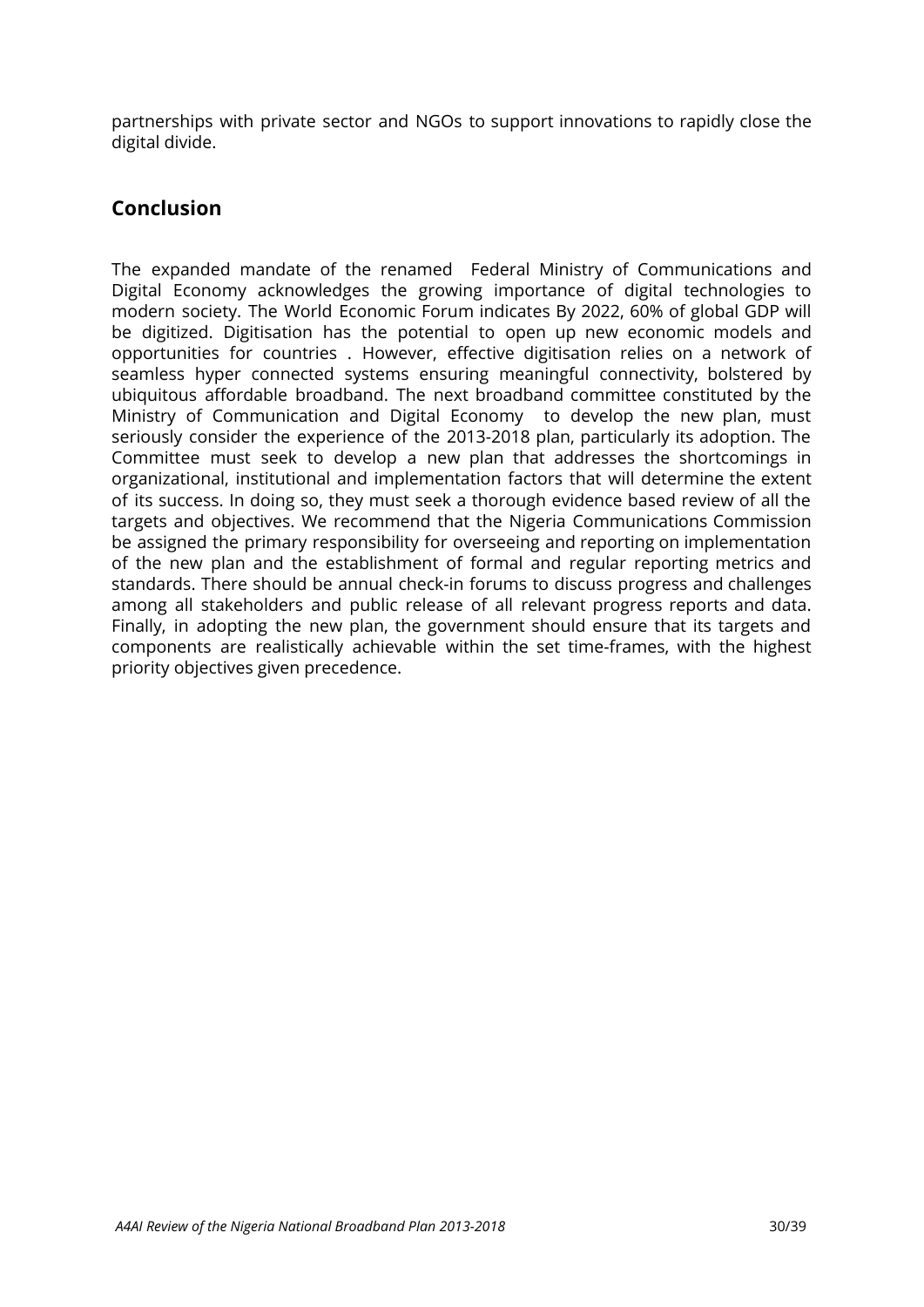partnerships with private sector and NGOs to support innovations to rapidly close the digital divide.

## Conclusion

The expanded mandate of the renamed Federal Ministry of Communications and Digital Economy acknowledges the growing importance of digital technologies to modern society. The World Economic Forum indicates By 2022, 60% of global GDP will be digitized. Digitisation has the potential to open up new economic models and opportunities for countries . However, effective digitisation relies on a network of seamless hyper connected systems ensuring meaningful connectivity, bolstered by ubiquitous affordable broadband. The next broadband committee constituted by the Ministry of Communication and Digital Economy to develop the new plan, must seriously consider the experience of the 2013-2018 plan, particularly its adoption. The Committee must seek to develop a new plan that addresses the shortcomings in organizational, institutional and implementation factors that will determine the extent of its success. In doing so, they must seek a thorough evidence based review of all the targets and objectives. We recommend that the Nigeria Communications Commission be assigned the primary responsibility for overseeing and reporting on implementation of the new plan and the establishment of formal and regular reporting metrics and standards. There should be annual check-in forums to discuss progress and challenges among all stakeholders and public release of all relevant progress reports and data. Finally, in adopting the new plan, the government should ensure that its targets and components are realistically achievable within the set time-frames, with the highest priority objectives given precedence.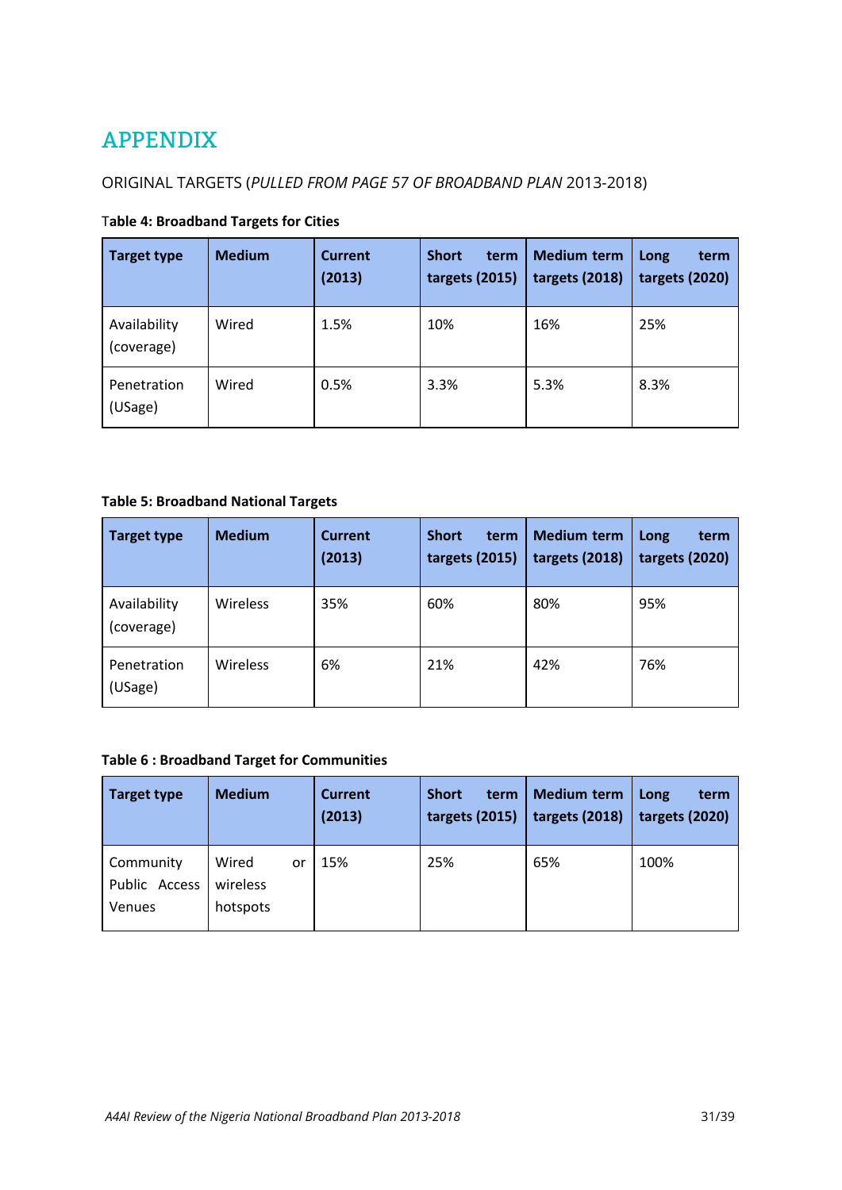# APPENDIX

ORIGINAL TARGETS (*PULLED FROM PAGE 57 OF BROADBAND PLAN* 2013-2018)

**Table 4: Broadband Targets for Cities**

| Target type | Medium | Current (2013) | Short term targets (2015) | Medium term targets (2018) | Long term targets (2020) |
|---|---|---|---|---|---|
| Availability (coverage) | Wired | 1.5% | 10% | 16% | 25% |
| Penetration (USage) | Wired | 0.5% | 3.3% | 5.3% | 8.3% |

**Table 5: Broadband National Targets**

| Target type | Medium | Current (2013) | Short term targets (2015) | Medium term targets (2018) | Long term targets (2020) |
|---|---|---|---|---|---|
| Availability (coverage) | Wireless | 35% | 60% | 80% | 95% |
| Penetration (USage) | Wireless | 6% | 21% | 42% | 76% |

**Table 6 : Broadband Target for Communities**

| Target type | Medium | Current (2013) | Short term targets (2015) | Medium term targets (2018) | Long term targets (2020) |
|---|---|---|---|---|---|
| Community Public Access Venues | Wired or wireless hotspots | 15% | 25% | 65% | 100% |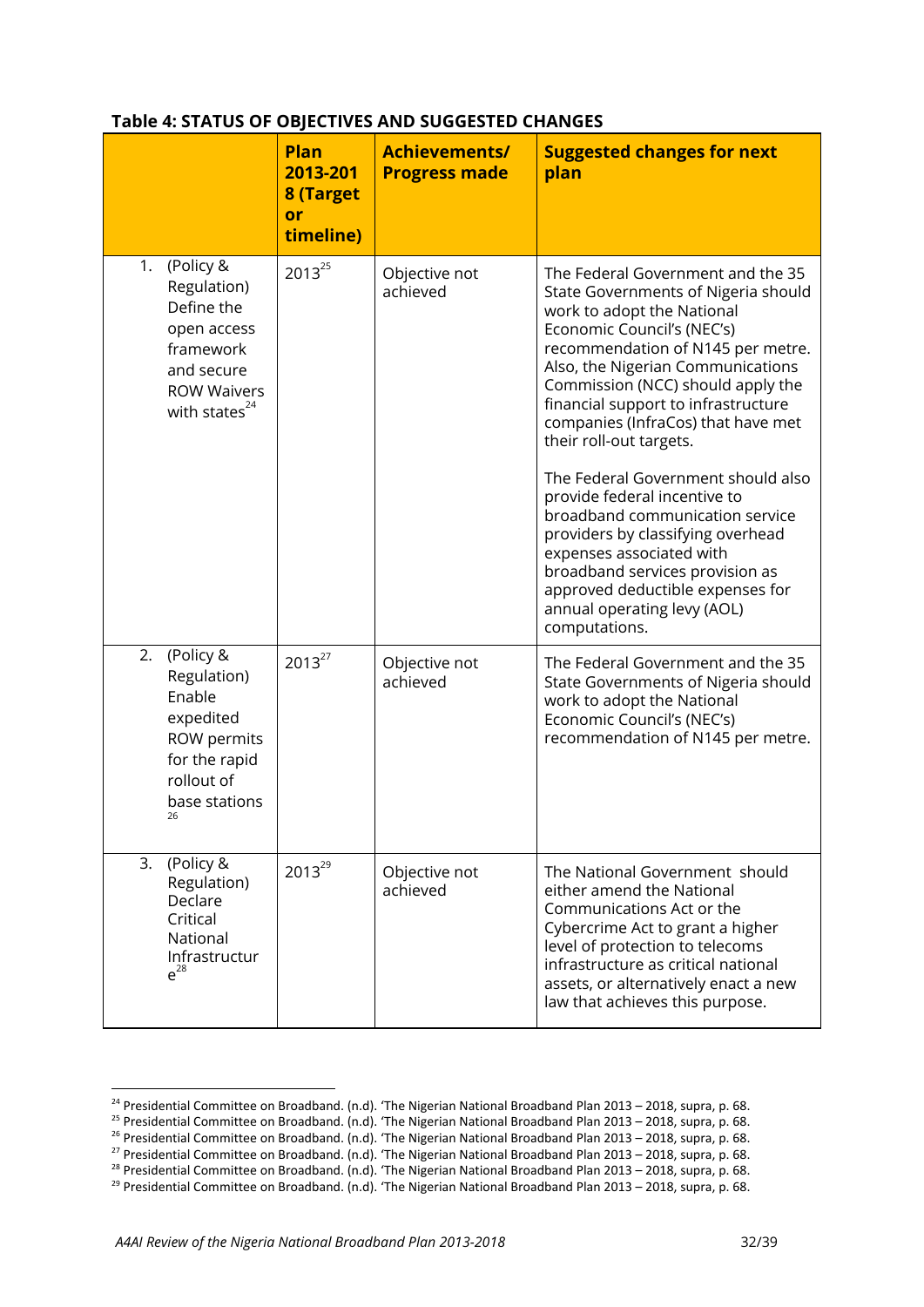**Table 4: STATUS OF OBJECTIVES AND SUGGESTED CHANGES**

| | Plan 2013-2018 (Target or timeline) | Achievements/ Progress made | Suggested changes for next plan |
|---|---|---|---|
| 1. (Policy & Regulation) Define the open access framework and secure ROW Waivers with states[24] | 2013[25] | Objective not achieved | The Federal Government and the 35 State Governments of Nigeria should work to adopt the National Economic Council's (NEC's) recommendation of N145 per metre. Also, the Nigerian Communications Commission (NCC) should apply the financial support to infrastructure companies (InfraCos) that have met their roll-out targets.<br><br>The Federal Government should also provide federal incentive to broadband communication service providers by classifying overhead expenses associated with broadband services provision as approved deductible expenses for annual operating levy (AOL) computations. |
| 2. (Policy & Regulation) Enable expedited ROW permits for the rapid rollout of base stations[26] | 2013[27] | Objective not achieved | The Federal Government and the 35 State Governments of Nigeria should work to adopt the National Economic Council's (NEC's) recommendation of N145 per metre. |
| 3. (Policy & Regulation) Declare Critical National Infrastructure[28] | 2013[29] | Objective not achieved | The National Government should either amend the National Communications Act or the Cybercrime Act to grant a higher level of protection to telecoms infrastructure as critical national assets, or alternatively enact a new law that achieves this purpose. |

[24] Presidential Committee on Broadband. (n.d). 'The Nigerian National Broadband Plan 2013 – 2018, supra, p. 68.
[25] Presidential Committee on Broadband. (n.d). 'The Nigerian National Broadband Plan 2013 – 2018, supra, p. 68.
[26] Presidential Committee on Broadband. (n.d). 'The Nigerian National Broadband Plan 2013 – 2018, supra, p. 68.
[27] Presidential Committee on Broadband. (n.d). 'The Nigerian National Broadband Plan 2013 – 2018, supra, p. 68.
[28] Presidential Committee on Broadband. (n.d). 'The Nigerian National Broadband Plan 2013 – 2018, supra, p. 68.
[29] Presidential Committee on Broadband. (n.d). 'The Nigerian National Broadband Plan 2013 – 2018, supra, p. 68.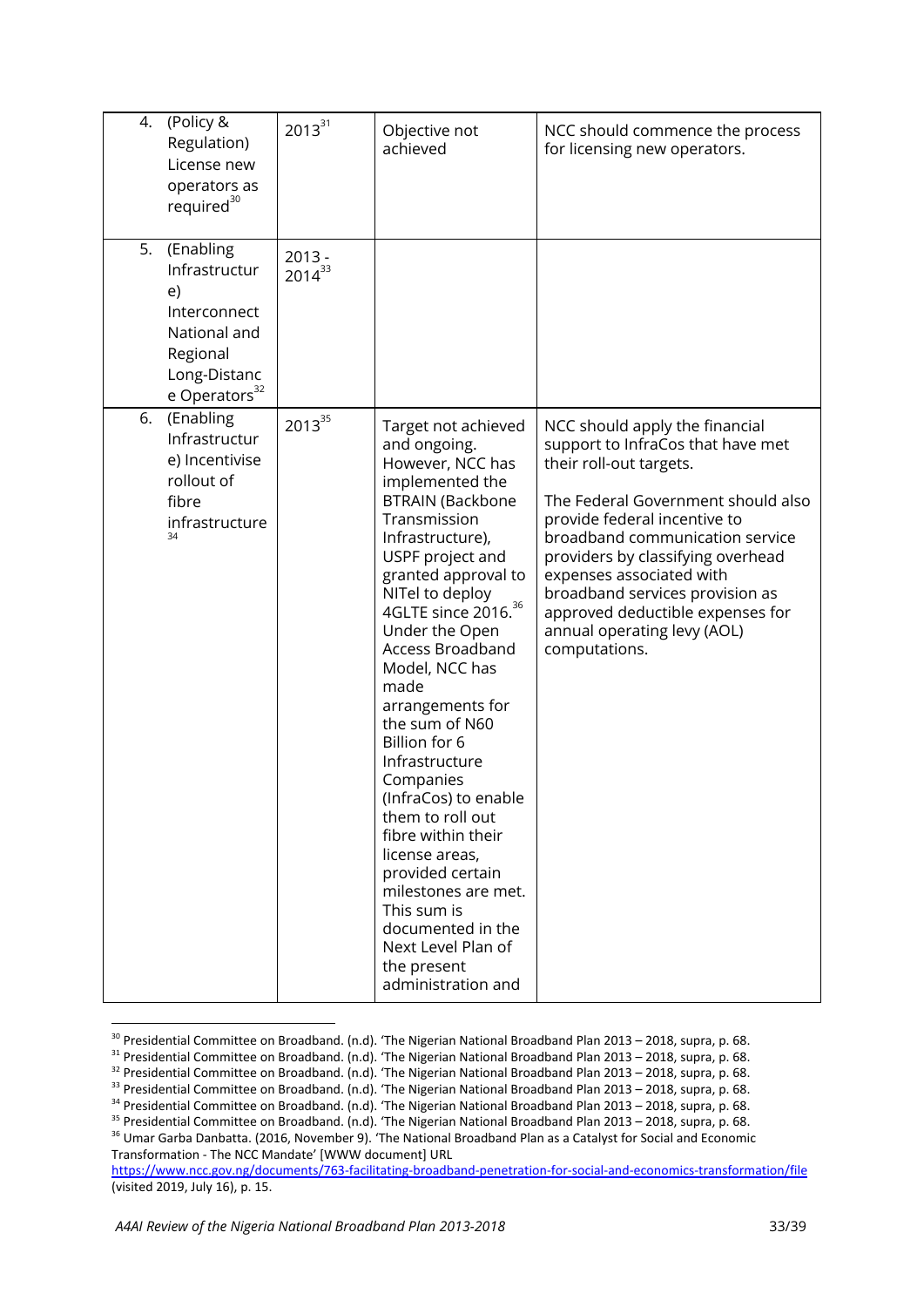| 4. (Policy & Regulation) License new operators as required[30] | 2013[31] | Objective not achieved | NCC should commence the process for licensing new operators. |
|---|---|---|---|
| 5. (Enabling Infrastructure) Interconnect National and Regional Long-Distance Operators[32] | 2013 - 2014[33] | | |
| 6. (Enabling Infrastructure) Incentivise rollout of fibre infrastructure[34] | 2013[35] | Target not achieved and ongoing. However, NCC has implemented the BTRAIN (Backbone Transmission Infrastructure), USPF project and granted approval to NITel to deploy 4GLTE since 2016.[36] Under the Open Access Broadband Model, NCC has made arrangements for the sum of N60 Billion for 6 Infrastructure Companies (InfraCos) to enable them to roll out fibre within their license areas, provided certain milestones are met. This sum is documented in the Next Level Plan of the present administration and | NCC should apply the financial support to InfraCos that have met their roll-out targets.<br><br>The Federal Government should also provide federal incentive to broadband communication service providers by classifying overhead expenses associated with broadband services provision as approved deductible expenses for annual operating levy (AOL) computations. |

[30] Presidential Committee on Broadband. (n.d). 'The Nigerian National Broadband Plan 2013 – 2018, supra, p. 68.

[31] Presidential Committee on Broadband. (n.d). 'The Nigerian National Broadband Plan 2013 – 2018, supra, p. 68.

[32] Presidential Committee on Broadband. (n.d). 'The Nigerian National Broadband Plan 2013 – 2018, supra, p. 68.

[33] Presidential Committee on Broadband. (n.d). 'The Nigerian National Broadband Plan 2013 – 2018, supra, p. 68.

[34] Presidential Committee on Broadband. (n.d). 'The Nigerian National Broadband Plan 2013 – 2018, supra, p. 68.

[35] Presidential Committee on Broadband. (n.d). 'The Nigerian National Broadband Plan 2013 – 2018, supra, p. 68.

[36] Umar Garba Danbatta. (2016, November 9). 'The National Broadband Plan as a Catalyst for Social and Economic Transformation - The NCC Mandate' [WWW document] URL https://www.ncc.gov.ng/documents/763-facilitating-broadband-penetration-for-social-and-economics-transformation/file (visited 2019, July 16), p. 15.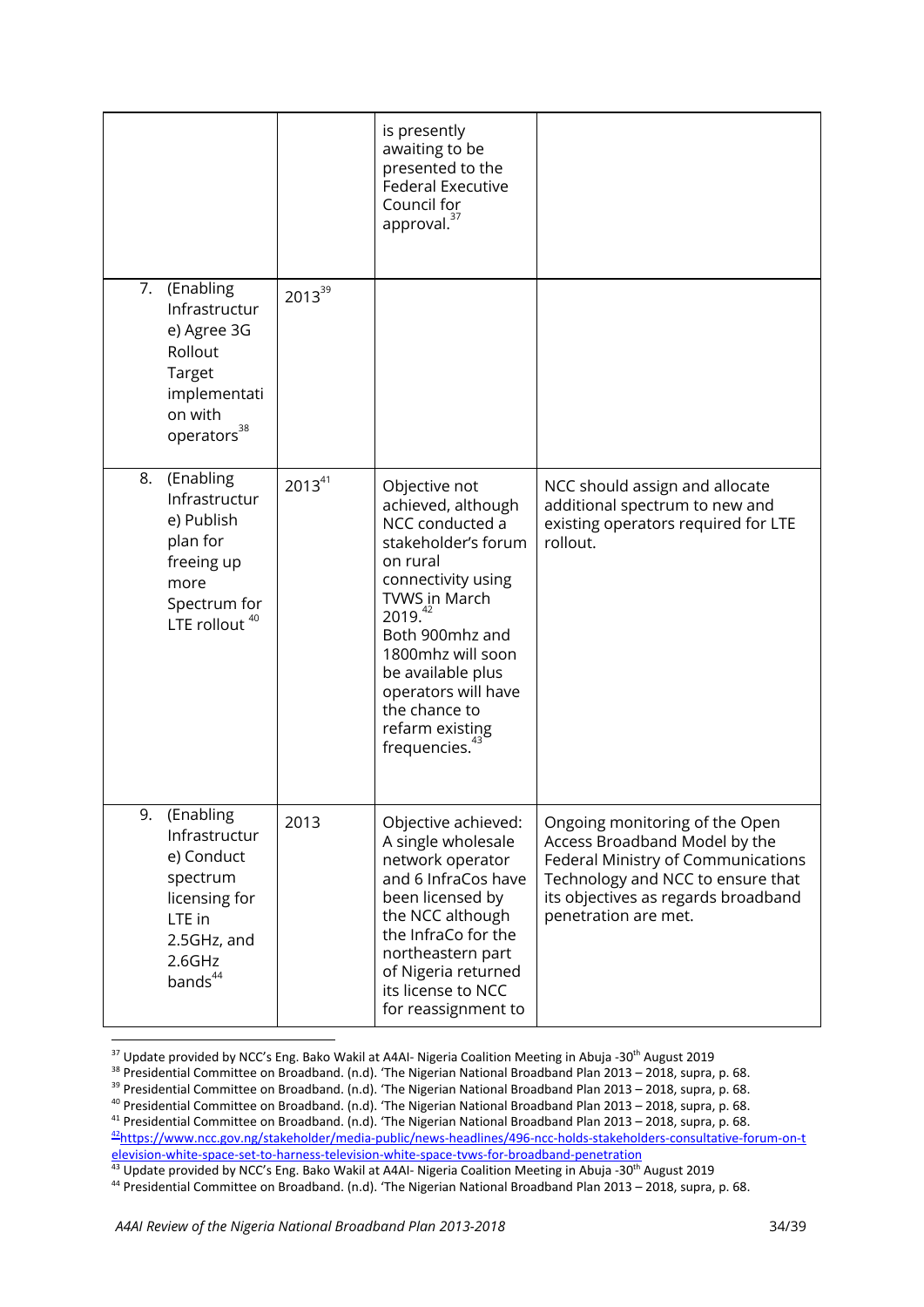| | | | |
|---|---|---|---|
| | | is presently awaiting to be presented to the Federal Executive Council for approval.[37] | |
| 7. (Enabling Infrastructure) Agree 3G Rollout Target implementation with operators[38] | 2013[39] | | |
| 8. (Enabling Infrastructure) Publish plan for freeing up more Spectrum for LTE rollout [40] | 2013[41] | Objective not achieved, although NCC conducted a stakeholder's forum on rural connectivity using TVWS in March 2019.[42] Both 900mhz and 1800mhz will soon be available plus operators will have the chance to refarm existing frequencies.[43] | NCC should assign and allocate additional spectrum to new and existing operators required for LTE rollout. |
| 9. (Enabling Infrastructure) Conduct spectrum licensing for LTE in 2.5GHz, and 2.6GHz bands[44] | 2013 | Objective achieved: A single wholesale network operator and 6 InfraCos have been licensed by the NCC although the InfraCo for the northeastern part of Nigeria returned its license to NCC for reassignment to | Ongoing monitoring of the Open Access Broadband Model by the Federal Ministry of Communications Technology and NCC to ensure that its objectives as regards broadband penetration are met. |

[37] Update provided by NCC's Eng. Bako Wakil at A4AI- Nigeria Coalition Meeting in Abuja -30th August 2019

[38] Presidential Committee on Broadband. (n.d). 'The Nigerian National Broadband Plan 2013 – 2018, supra, p. 68.

[39] Presidential Committee on Broadband. (n.d). 'The Nigerian National Broadband Plan 2013 – 2018, supra, p. 68.

[40] Presidential Committee on Broadband. (n.d). 'The Nigerian National Broadband Plan 2013 – 2018, supra, p. 68.

[41] Presidential Committee on Broadband. (n.d). 'The Nigerian National Broadband Plan 2013 – 2018, supra, p. 68.

[42] https://www.ncc.gov.ng/stakeholder/media-public/news-headlines/496-ncc-holds-stakeholders-consultative-forum-on-television-white-space-set-to-harness-television-white-space-tvws-for-broadband-penetration

[43] Update provided by NCC's Eng. Bako Wakil at A4AI- Nigeria Coalition Meeting in Abuja -30th August 2019

[44] Presidential Committee on Broadband. (n.d). 'The Nigerian National Broadband Plan 2013 – 2018, supra, p. 68.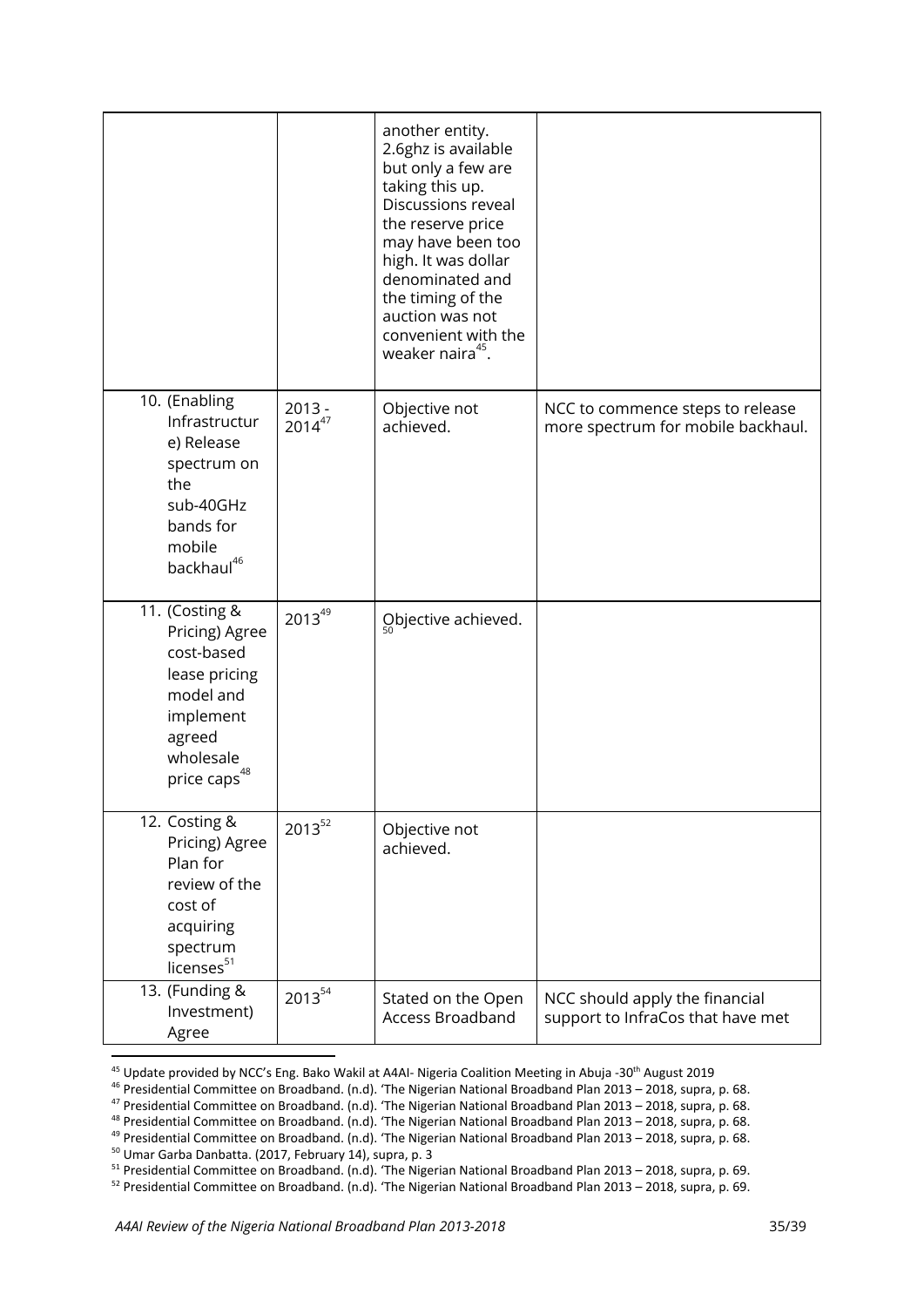| | | | |
|---|---|---|---|
| | | another entity. 2.6ghz is available but only a few are taking this up. Discussions reveal the reserve price may have been too high. It was dollar denominated and the timing of the auction was not convenient with the weaker naira[45]. | |
| 10. (Enabling Infrastructure) Release spectrum on the sub-40GHz bands for mobile backhaul[46] | 2013 - 2014[47] | Objective not achieved. | NCC to commence steps to release more spectrum for mobile backhaul. |
| 11. (Costing & Pricing) Agree cost-based lease pricing model and implement agreed wholesale price caps[48] | 2013[49] | Objective achieved.[50] | |
| 12. Costing & Pricing) Agree Plan for review of the cost of acquiring spectrum licenses[51] | 2013[52] | Objective not achieved. | |
| 13. (Funding & Investment) Agree | 2013[54] | Stated on the Open Access Broadband | NCC should apply the financial support to InfraCos that have met |

[45] Update provided by NCC's Eng. Bako Wakil at A4AI- Nigeria Coalition Meeting in Abuja -30th August 2019

[46] Presidential Committee on Broadband. (n.d). 'The Nigerian National Broadband Plan 2013 – 2018, supra, p. 68.

[47] Presidential Committee on Broadband. (n.d). 'The Nigerian National Broadband Plan 2013 – 2018, supra, p. 68.

[48] Presidential Committee on Broadband. (n.d). 'The Nigerian National Broadband Plan 2013 – 2018, supra, p. 68.

[49] Presidential Committee on Broadband. (n.d). 'The Nigerian National Broadband Plan 2013 – 2018, supra, p. 68.

[50] Umar Garba Danbatta. (2017, February 14), supra, p. 3

[51] Presidential Committee on Broadband. (n.d). 'The Nigerian National Broadband Plan 2013 – 2018, supra, p. 69.

[52] Presidential Committee on Broadband. (n.d). 'The Nigerian National Broadband Plan 2013 – 2018, supra, p. 69.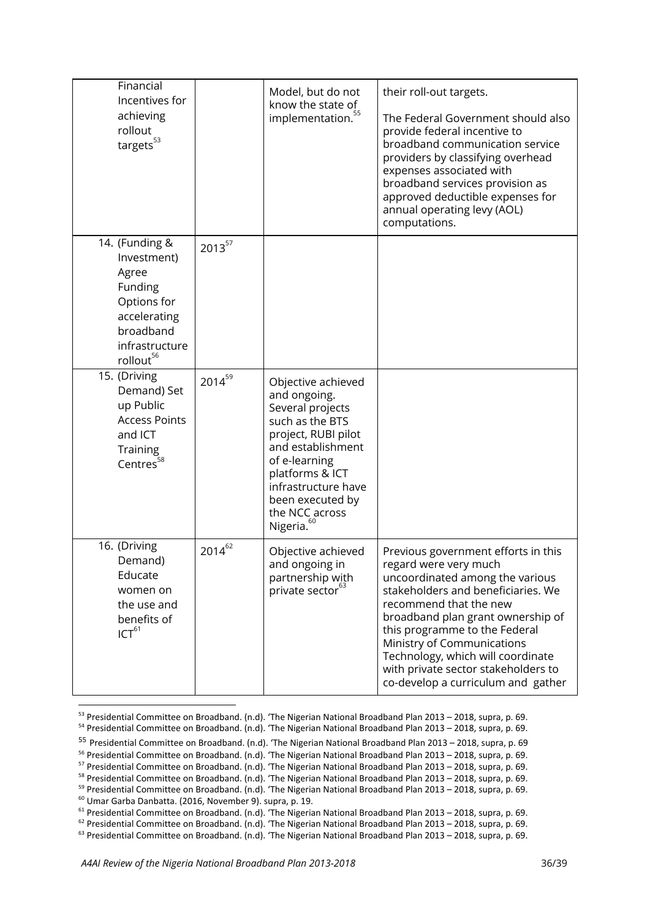| | | | |
|---|---|---|---|
| Financial Incentives for achieving rollout targets[53] | | Model, but do not know the state of implementation.[55] | their roll-out targets.<br><br>The Federal Government should also provide federal incentive to broadband communication service providers by classifying overhead expenses associated with broadband services provision as approved deductible expenses for annual operating levy (AOL) computations. |
| 14. (Funding & Investment) Agree Funding Options for accelerating broadband infrastructure rollout[56] | 2013[57] | | |
| 15. (Driving Demand) Set up Public Access Points and ICT Training Centres[58] | 2014[59] | Objective achieved and ongoing. Several projects such as the BTS project, RUBI pilot and establishment of e-learning platforms & ICT infrastructure have been executed by the NCC across Nigeria.[60] | |
| 16. (Driving Demand) Educate women on the use and benefits of ICT[61] | 2014[62] | Objective achieved and ongoing in partnership with private sector[63] | Previous government efforts in this regard were very much uncoordinated among the various stakeholders and beneficiaries. We recommend that the new broadband plan grant ownership of this programme to the Federal Ministry of Communications Technology, which will coordinate with private sector stakeholders to co-develop a curriculum and gather |

[53] Presidential Committee on Broadband. (n.d). 'The Nigerian National Broadband Plan 2013 – 2018, supra, p. 69.

[54] Presidential Committee on Broadband. (n.d). 'The Nigerian National Broadband Plan 2013 – 2018, supra, p. 69.

[55] Presidential Committee on Broadband. (n.d). 'The Nigerian National Broadband Plan 2013 – 2018, supra, p. 69

[56] Presidential Committee on Broadband. (n.d). 'The Nigerian National Broadband Plan 2013 – 2018, supra, p. 69.

[57] Presidential Committee on Broadband. (n.d). 'The Nigerian National Broadband Plan 2013 – 2018, supra, p. 69.

[58] Presidential Committee on Broadband. (n.d). 'The Nigerian National Broadband Plan 2013 – 2018, supra, p. 69.

[59] Presidential Committee on Broadband. (n.d). 'The Nigerian National Broadband Plan 2013 – 2018, supra, p. 69.

[60] Umar Garba Danbatta. (2016, November 9). supra, p. 19.

[61] Presidential Committee on Broadband. (n.d). 'The Nigerian National Broadband Plan 2013 – 2018, supra, p. 69.

[62] Presidential Committee on Broadband. (n.d). 'The Nigerian National Broadband Plan 2013 – 2018, supra, p. 69.

[63] Presidential Committee on Broadband. (n.d). 'The Nigerian National Broadband Plan 2013 – 2018, supra, p. 69.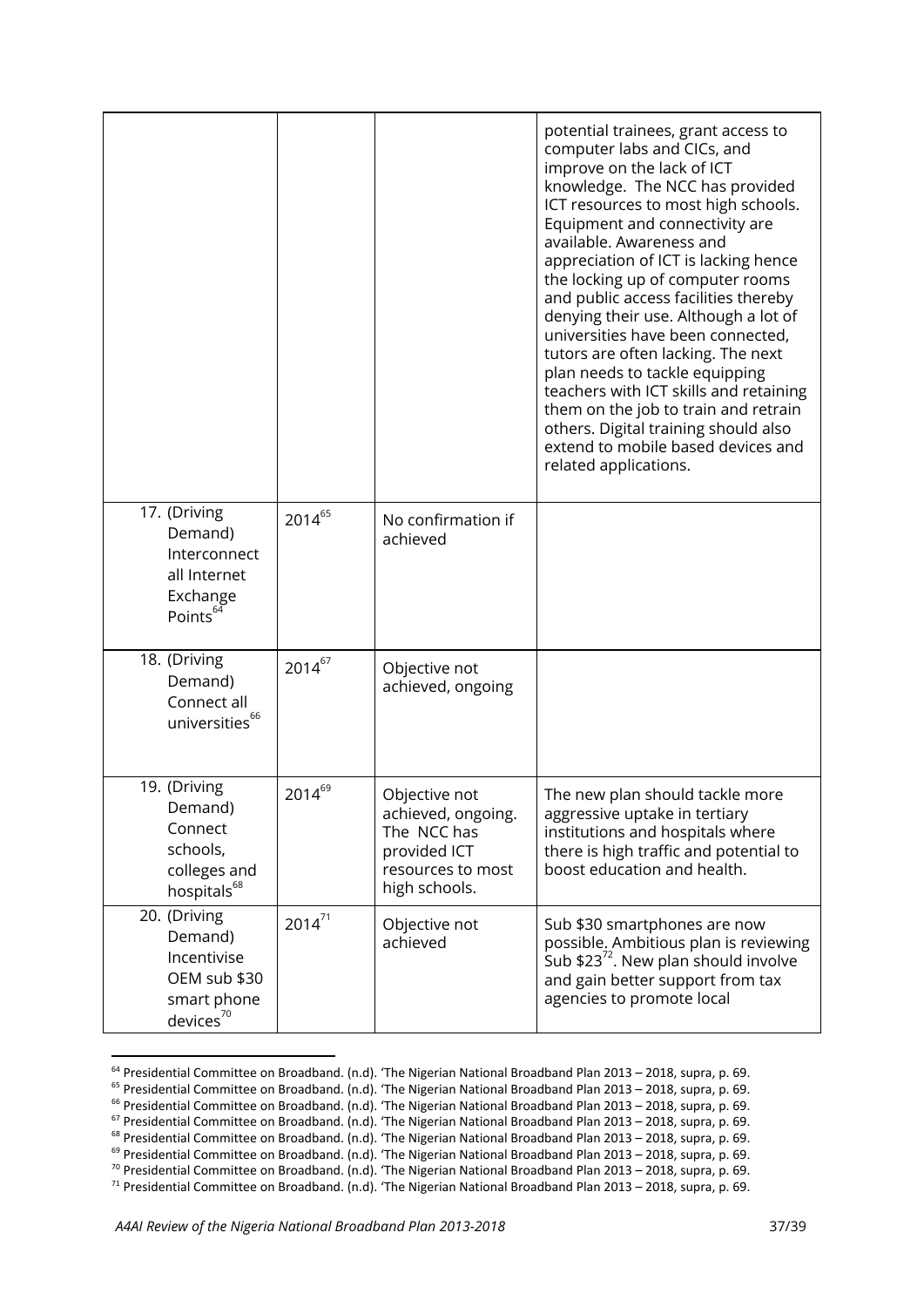| | | | |
|---|---|---|---|
| | | | potential trainees, grant access to computer labs and CICs, and improve on the lack of ICT knowledge. The NCC has provided ICT resources to most high schools. Equipment and connectivity are available. Awareness and appreciation of ICT is lacking hence the locking up of computer rooms and public access facilities thereby denying their use. Although a lot of universities have been connected, tutors are often lacking. The next plan needs to tackle equipping teachers with ICT skills and retaining them on the job to train and retrain others. Digital training should also extend to mobile based devices and related applications. |
| 17. (Driving Demand) Interconnect all Internet Exchange Points[64] | 2014[65] | No confirmation if achieved | |
| 18. (Driving Demand) Connect all universities[66] | 2014[67] | Objective not achieved, ongoing | |
| 19. (Driving Demand) Connect schools, colleges and hospitals[68] | 2014[69] | Objective not achieved, ongoing. The NCC has provided ICT resources to most high schools. | The new plan should tackle more aggressive uptake in tertiary institutions and hospitals where there is high traffic and potential to boost education and health. |
| 20. (Driving Demand) Incentivise OEM sub $30 smart phone devices[70] | 2014[71] | Objective not achieved | Sub $30 smartphones are now possible. Ambitious plan is reviewing Sub $23[72]. New plan should involve and gain better support from tax agencies to promote local |

[64] Presidential Committee on Broadband. (n.d). 'The Nigerian National Broadband Plan 2013 – 2018, supra, p. 69.
[65] Presidential Committee on Broadband. (n.d). 'The Nigerian National Broadband Plan 2013 – 2018, supra, p. 69.
[66] Presidential Committee on Broadband. (n.d). 'The Nigerian National Broadband Plan 2013 – 2018, supra, p. 69.
[67] Presidential Committee on Broadband. (n.d). 'The Nigerian National Broadband Plan 2013 – 2018, supra, p. 69.
[68] Presidential Committee on Broadband. (n.d). 'The Nigerian National Broadband Plan 2013 – 2018, supra, p. 69.
[69] Presidential Committee on Broadband. (n.d). 'The Nigerian National Broadband Plan 2013 – 2018, supra, p. 69.
[70] Presidential Committee on Broadband. (n.d). 'The Nigerian National Broadband Plan 2013 – 2018, supra, p. 69.
[71] Presidential Committee on Broadband. (n.d). 'The Nigerian National Broadband Plan 2013 – 2018, supra, p. 69.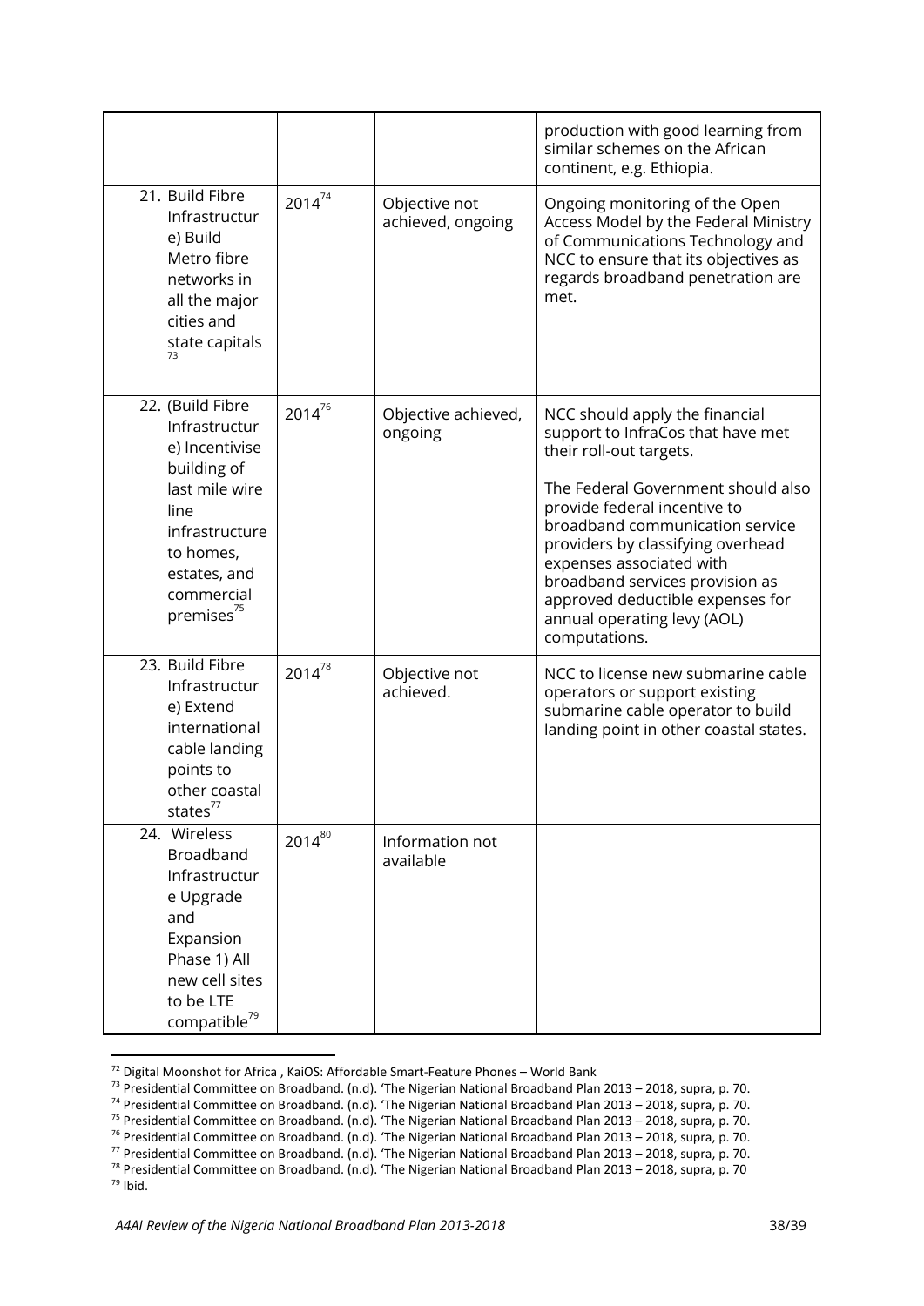| | | | |
|---|---|---|---|
| | | | production with good learning from similar schemes on the African continent, e.g. Ethiopia. |
| 21. Build Fibre Infrastructure) Build Metro fibre networks in all the major cities and state capitals[73] | 2014[74] | Objective not achieved, ongoing | Ongoing monitoring of the Open Access Model by the Federal Ministry of Communications Technology and NCC to ensure that its objectives as regards broadband penetration are met. |
| 22. (Build Fibre Infrastructure) Incentivise building of last mile wire line infrastructure to homes, estates, and commercial premises[75] | 2014[76] | Objective achieved, ongoing | NCC should apply the financial support to InfraCos that have met their roll-out targets.<br><br>The Federal Government should also provide federal incentive to broadband communication service providers by classifying overhead expenses associated with broadband services provision as approved deductible expenses for annual operating levy (AOL) computations. |
| 23. Build Fibre Infrastructure) Extend international cable landing points to other coastal states[77] | 2014[78] | Objective not achieved. | NCC to license new submarine cable operators or support existing submarine cable operator to build landing point in other coastal states. |
| 24. Wireless Broadband Infrastructure Upgrade and Expansion Phase 1) All new cell sites to be LTE compatible[79] | 2014[80] | Information not available | |

[72] Digital Moonshot for Africa , KaiOS: Affordable Smart-Feature Phones – World Bank

[73] Presidential Committee on Broadband. (n.d). 'The Nigerian National Broadband Plan 2013 – 2018, supra, p. 70.

[74] Presidential Committee on Broadband. (n.d). 'The Nigerian National Broadband Plan 2013 – 2018, supra, p. 70.

[75] Presidential Committee on Broadband. (n.d). 'The Nigerian National Broadband Plan 2013 – 2018, supra, p. 70.

[76] Presidential Committee on Broadband. (n.d). 'The Nigerian National Broadband Plan 2013 – 2018, supra, p. 70.

[77] Presidential Committee on Broadband. (n.d). 'The Nigerian National Broadband Plan 2013 – 2018, supra, p. 70.

[78] Presidential Committee on Broadband. (n.d). 'The Nigerian National Broadband Plan 2013 – 2018, supra, p. 70

[79] Ibid.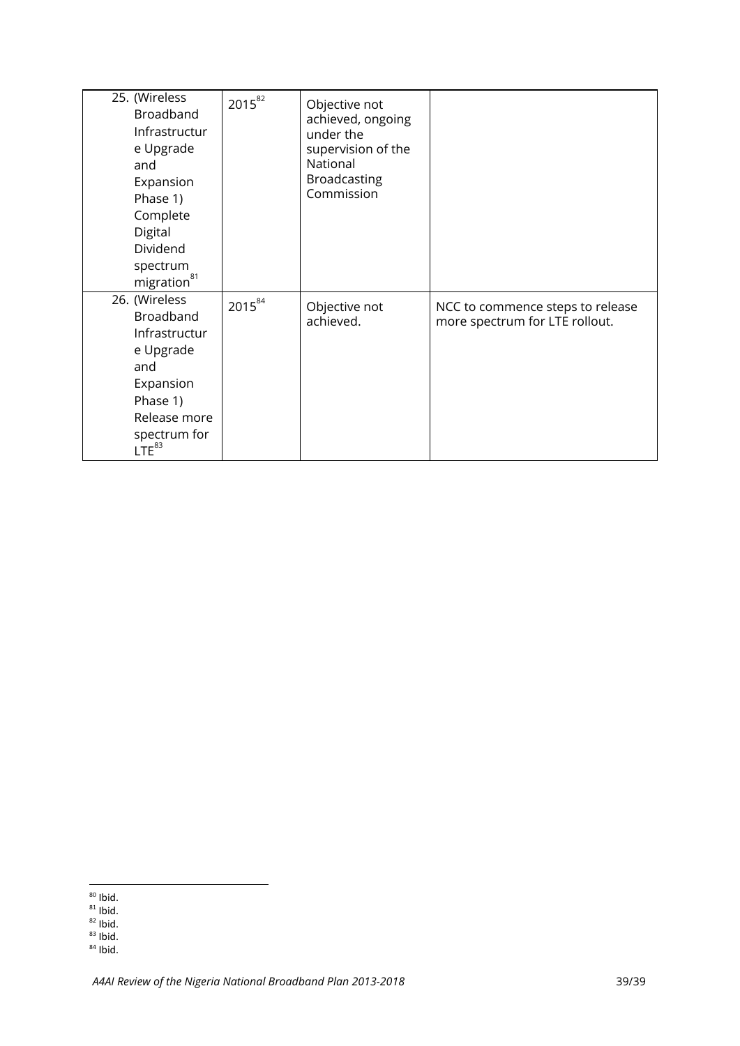| | | | |
|---|---|---|---|
| 25. (Wireless Broadband Infrastructure Upgrade and Expansion Phase 1) Complete Digital Dividend spectrum migration[81] | 2015[82] | Objective not achieved, ongoing under the supervision of the National Broadcasting Commission | |
| 26. (Wireless Broadband Infrastructure Upgrade and Expansion Phase 1) Release more spectrum for LTE[83] | 2015[84] | Objective not achieved. | NCC to commence steps to release more spectrum for LTE rollout. |

[80] Ibid.
[81] Ibid.
[82] Ibid.
[83] Ibid.
[84] Ibid.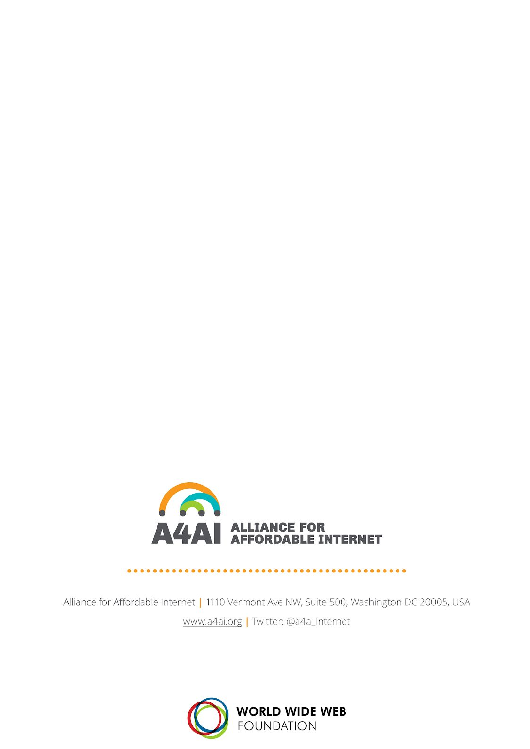A4AI ALLIANCE FOR AFFORDABLE INTERNET

Alliance for Affordable Internet | 1110 Vermont Ave NW, Suite 500, Washington DC 20005, USA

www.a4ai.org | Twitter: @a4a_Internet

WORLD WIDE WEB FOUNDATION